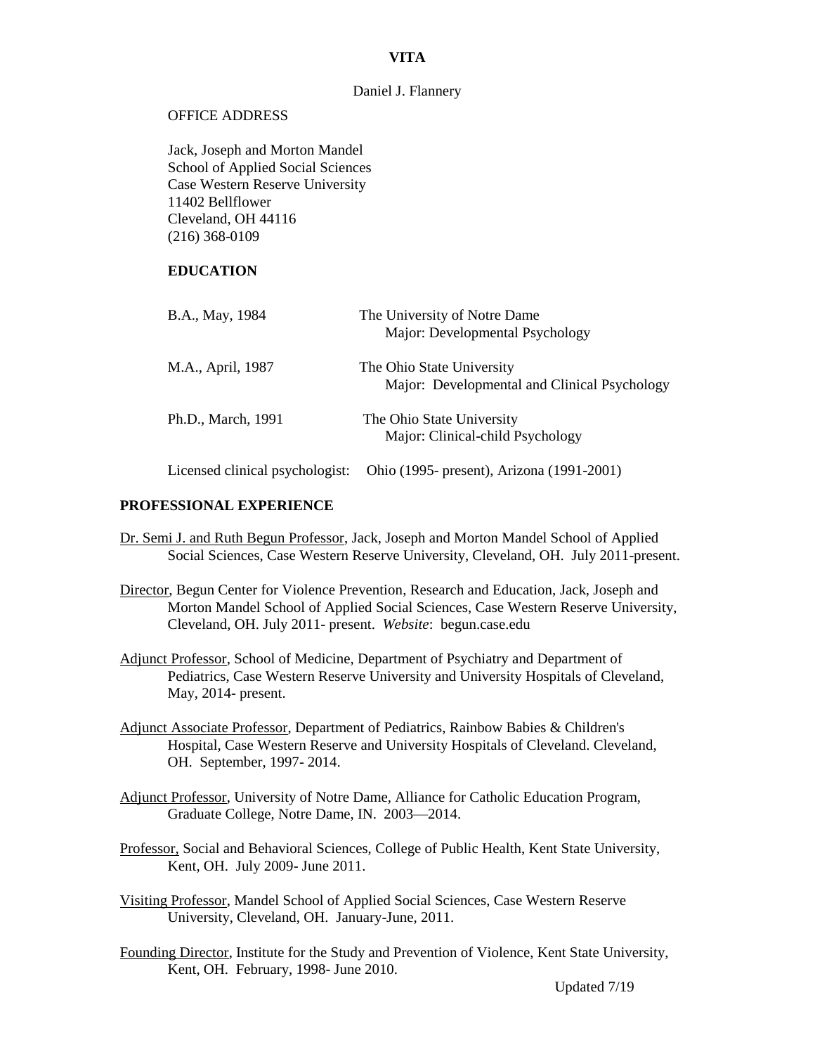# VITA

Daniel J. Flannery

OFFICE ADDRESS

Jack, Joseph and Morton Mandel
School of Applied Social Sciences
Case Western Reserve University
11402 Bellflower
Cleveland, OH 44116
(216) 368-0109

## EDUCATION

| | |
|---|---|
| B.A., May, 1984 | The University of Notre Dame<br>Major: Developmental Psychology |
| M.A., April, 1987 | The Ohio State University<br>Major: Developmental and Clinical Psychology |
| Ph.D., March, 1991 | The Ohio State University<br>Major: Clinical-child Psychology |

Licensed clinical psychologist: Ohio (1995- present), Arizona (1991-2001)

## PROFESSIONAL EXPERIENCE

Dr. Semi J. and Ruth Begun Professor, Jack, Joseph and Morton Mandel School of Applied Social Sciences, Case Western Reserve University, Cleveland, OH. July 2011-present.

Director, Begun Center for Violence Prevention, Research and Education, Jack, Joseph and Morton Mandel School of Applied Social Sciences, Case Western Reserve University, Cleveland, OH. July 2011- present. *Website*: begun.case.edu

Adjunct Professor, School of Medicine, Department of Psychiatry and Department of Pediatrics, Case Western Reserve University and University Hospitals of Cleveland, May, 2014- present.

Adjunct Associate Professor, Department of Pediatrics, Rainbow Babies & Children's Hospital, Case Western Reserve and University Hospitals of Cleveland. Cleveland, OH. September, 1997- 2014.

Adjunct Professor, University of Notre Dame, Alliance for Catholic Education Program, Graduate College, Notre Dame, IN. 2003—2014.

Professor, Social and Behavioral Sciences, College of Public Health, Kent State University, Kent, OH. July 2009- June 2011.

Visiting Professor, Mandel School of Applied Social Sciences, Case Western Reserve University, Cleveland, OH. January-June, 2011.

Founding Director, Institute for the Study and Prevention of Violence, Kent State University, Kent, OH. February, 1998- June 2010.

Updated 7/19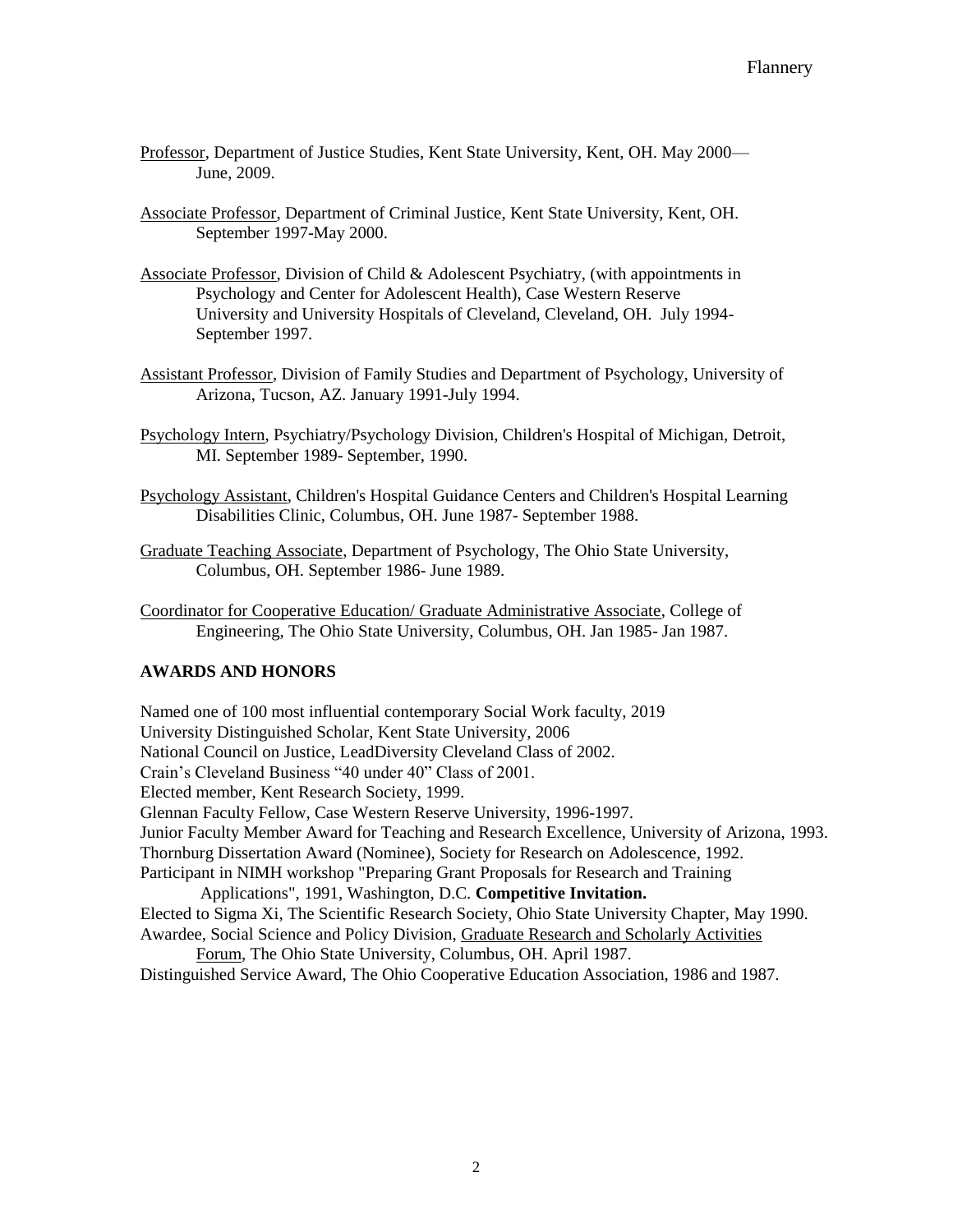Professor, Department of Justice Studies, Kent State University, Kent, OH. May 2000—June, 2009.

Associate Professor, Department of Criminal Justice, Kent State University, Kent, OH. September 1997-May 2000.

Associate Professor, Division of Child & Adolescent Psychiatry, (with appointments in Psychology and Center for Adolescent Health), Case Western Reserve University and University Hospitals of Cleveland, Cleveland, OH. July 1994-September 1997.

Assistant Professor, Division of Family Studies and Department of Psychology, University of Arizona, Tucson, AZ. January 1991-July 1994.

Psychology Intern, Psychiatry/Psychology Division, Children's Hospital of Michigan, Detroit, MI. September 1989- September, 1990.

Psychology Assistant, Children's Hospital Guidance Centers and Children's Hospital Learning Disabilities Clinic, Columbus, OH. June 1987- September 1988.

Graduate Teaching Associate, Department of Psychology, The Ohio State University, Columbus, OH. September 1986- June 1989.

Coordinator for Cooperative Education/ Graduate Administrative Associate, College of Engineering, The Ohio State University, Columbus, OH. Jan 1985- Jan 1987.

## AWARDS AND HONORS

Named one of 100 most influential contemporary Social Work faculty, 2019
University Distinguished Scholar, Kent State University, 2006
National Council on Justice, LeadDiversity Cleveland Class of 2002.
Crain's Cleveland Business "40 under 40" Class of 2001.
Elected member, Kent Research Society, 1999.
Glennan Faculty Fellow, Case Western Reserve University, 1996-1997.
Junior Faculty Member Award for Teaching and Research Excellence, University of Arizona, 1993.
Thornburg Dissertation Award (Nominee), Society for Research on Adolescence, 1992.
Participant in NIMH workshop "Preparing Grant Proposals for Research and Training Applications", 1991, Washington, D.C. **Competitive Invitation.**
Elected to Sigma Xi, The Scientific Research Society, Ohio State University Chapter, May 1990.
Awardee, Social Science and Policy Division, Graduate Research and Scholarly Activities Forum, The Ohio State University, Columbus, OH. April 1987.
Distinguished Service Award, The Ohio Cooperative Education Association, 1986 and 1987.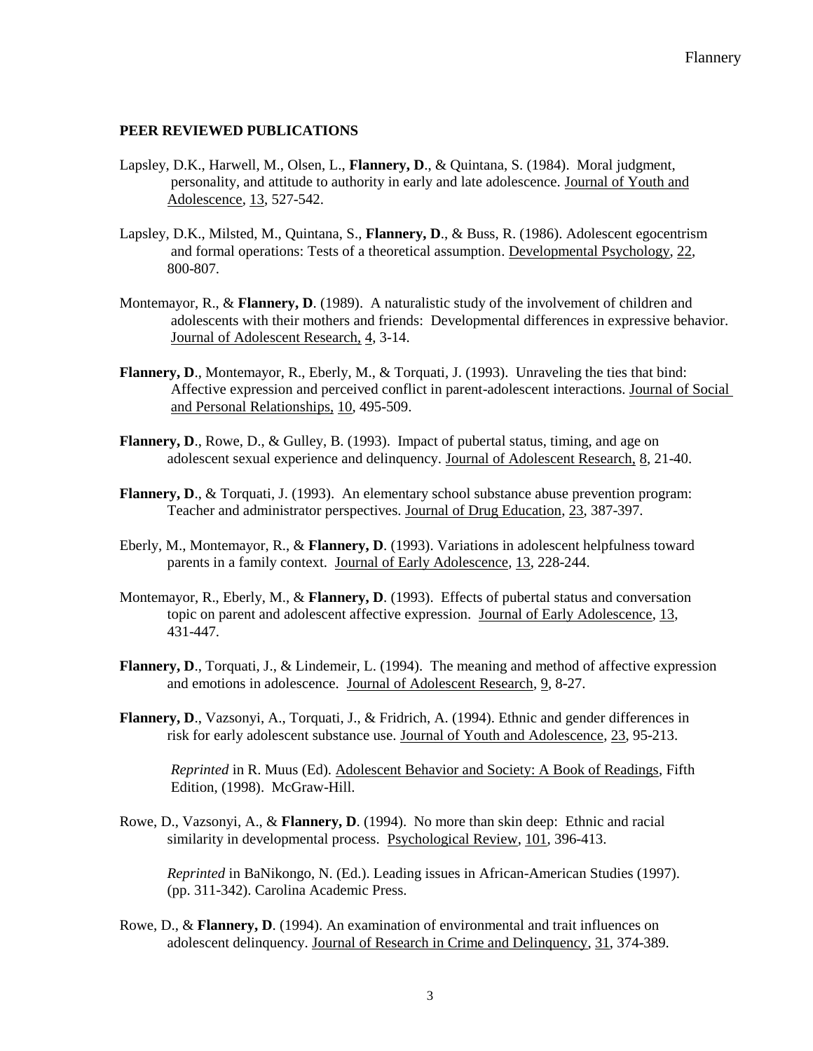## PEER REVIEWED PUBLICATIONS

Lapsley, D.K., Harwell, M., Olsen, L., **Flannery, D**., & Quintana, S. (1984). Moral judgment, personality, and attitude to authority in early and late adolescence. Journal of Youth and Adolescence, 13, 527-542.

Lapsley, D.K., Milsted, M., Quintana, S., **Flannery, D**., & Buss, R. (1986). Adolescent egocentrism and formal operations: Tests of a theoretical assumption. Developmental Psychology, 22, 800-807.

Montemayor, R., & **Flannery, D**. (1989). A naturalistic study of the involvement of children and adolescents with their mothers and friends: Developmental differences in expressive behavior. Journal of Adolescent Research, 4, 3-14.

**Flannery, D**., Montemayor, R., Eberly, M., & Torquati, J. (1993). Unraveling the ties that bind: Affective expression and perceived conflict in parent-adolescent interactions. Journal of Social and Personal Relationships, 10, 495-509.

**Flannery, D**., Rowe, D., & Gulley, B. (1993). Impact of pubertal status, timing, and age on adolescent sexual experience and delinquency. Journal of Adolescent Research, 8, 21-40.

**Flannery, D**., & Torquati, J. (1993). An elementary school substance abuse prevention program: Teacher and administrator perspectives. Journal of Drug Education, 23, 387-397.

Eberly, M., Montemayor, R., & **Flannery, D**. (1993). Variations in adolescent helpfulness toward parents in a family context. Journal of Early Adolescence, 13, 228-244.

Montemayor, R., Eberly, M., & **Flannery, D**. (1993). Effects of pubertal status and conversation topic on parent and adolescent affective expression. Journal of Early Adolescence, 13, 431-447.

**Flannery, D**., Torquati, J., & Lindemeir, L. (1994). The meaning and method of affective expression and emotions in adolescence. Journal of Adolescent Research, 9, 8-27.

**Flannery, D**., Vazsonyi, A., Torquati, J., & Fridrich, A. (1994). Ethnic and gender differences in risk for early adolescent substance use. Journal of Youth and Adolescence, 23, 95-213.

*Reprinted* in R. Muus (Ed). Adolescent Behavior and Society: A Book of Readings, Fifth Edition, (1998). McGraw-Hill.

Rowe, D., Vazsonyi, A., & **Flannery, D**. (1994). No more than skin deep: Ethnic and racial similarity in developmental process. Psychological Review, 101, 396-413.

*Reprinted* in BaNikongo, N. (Ed.). Leading issues in African-American Studies (1997). (pp. 311-342). Carolina Academic Press.

Rowe, D., & **Flannery, D**. (1994). An examination of environmental and trait influences on adolescent delinquency. Journal of Research in Crime and Delinquency, 31, 374-389.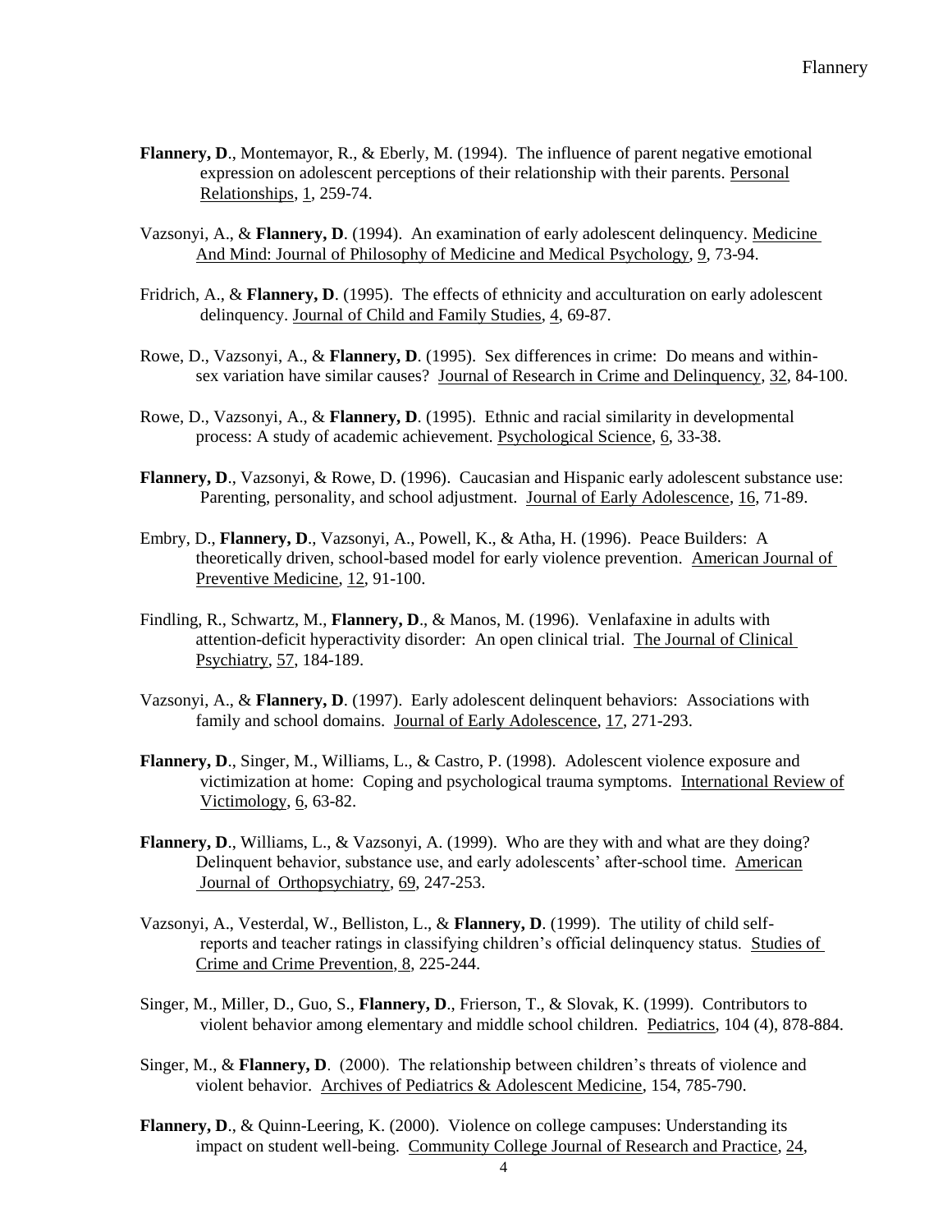**Flannery, D**., Montemayor, R., & Eberly, M. (1994). The influence of parent negative emotional expression on adolescent perceptions of their relationship with their parents. Personal Relationships, 1, 259-74.

Vazsonyi, A., & **Flannery, D**. (1994). An examination of early adolescent delinquency. Medicine And Mind: Journal of Philosophy of Medicine and Medical Psychology, 9, 73-94.

Fridrich, A., & **Flannery, D**. (1995). The effects of ethnicity and acculturation on early adolescent delinquency. Journal of Child and Family Studies, 4, 69-87.

Rowe, D., Vazsonyi, A., & **Flannery, D**. (1995). Sex differences in crime: Do means and within-sex variation have similar causes? Journal of Research in Crime and Delinquency, 32, 84-100.

Rowe, D., Vazsonyi, A., & **Flannery, D**. (1995). Ethnic and racial similarity in developmental process: A study of academic achievement. Psychological Science, 6, 33-38.

**Flannery, D**., Vazsonyi, & Rowe, D. (1996). Caucasian and Hispanic early adolescent substance use: Parenting, personality, and school adjustment. Journal of Early Adolescence, 16, 71-89.

Embry, D., **Flannery, D**., Vazsonyi, A., Powell, K., & Atha, H. (1996). Peace Builders: A theoretically driven, school-based model for early violence prevention. American Journal of Preventive Medicine, 12, 91-100.

Findling, R., Schwartz, M., **Flannery, D**., & Manos, M. (1996). Venlafaxine in adults with attention-deficit hyperactivity disorder: An open clinical trial. The Journal of Clinical Psychiatry, 57, 184-189.

Vazsonyi, A., & **Flannery, D**. (1997). Early adolescent delinquent behaviors: Associations with family and school domains. Journal of Early Adolescence, 17, 271-293.

**Flannery, D**., Singer, M., Williams, L., & Castro, P. (1998). Adolescent violence exposure and victimization at home: Coping and psychological trauma symptoms. International Review of Victimology, 6, 63-82.

**Flannery, D**., Williams, L., & Vazsonyi, A. (1999). Who are they with and what are they doing? Delinquent behavior, substance use, and early adolescents' after-school time. American Journal of Orthopsychiatry, 69, 247-253.

Vazsonyi, A., Vesterdal, W., Belliston, L., & **Flannery, D**. (1999). The utility of child self-reports and teacher ratings in classifying children's official delinquency status. Studies of Crime and Crime Prevention, 8, 225-244.

Singer, M., Miller, D., Guo, S., **Flannery, D**., Frierson, T., & Slovak, K. (1999). Contributors to violent behavior among elementary and middle school children. Pediatrics, 104 (4), 878-884.

Singer, M., & **Flannery, D**. (2000). The relationship between children's threats of violence and violent behavior. Archives of Pediatrics & Adolescent Medicine, 154, 785-790.

**Flannery, D**., & Quinn-Leering, K. (2000). Violence on college campuses: Understanding its impact on student well-being. Community College Journal of Research and Practice, 24,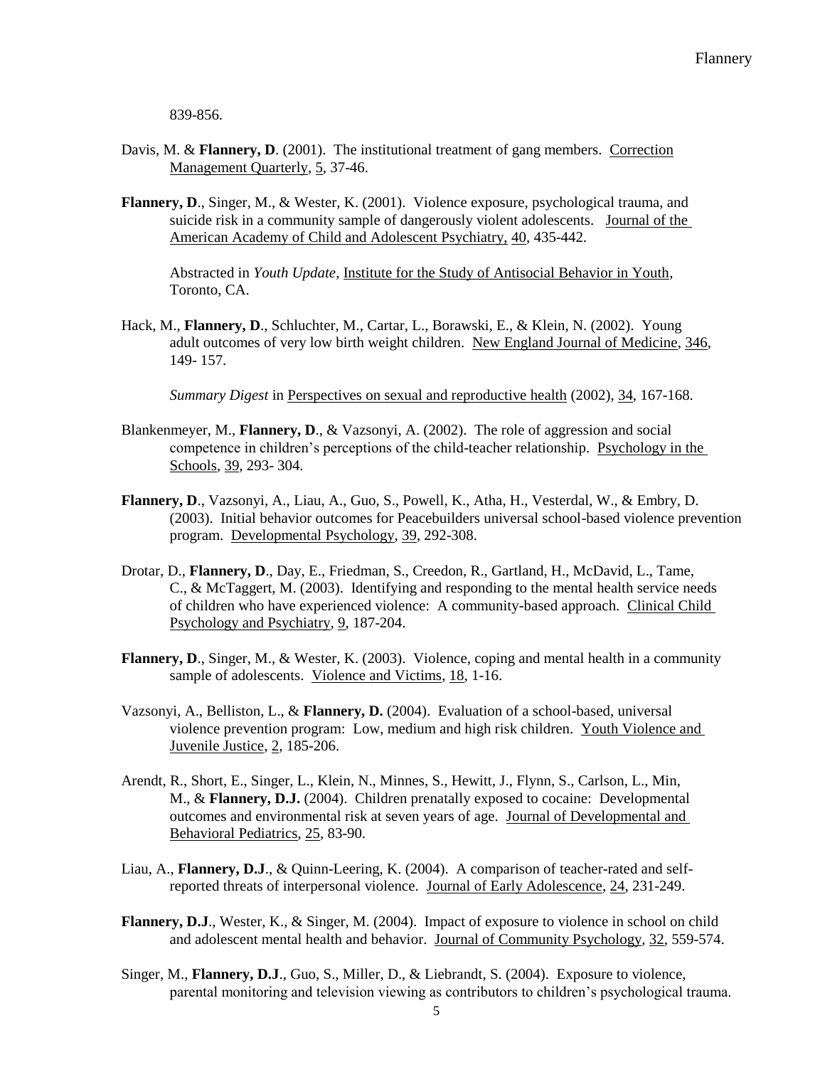839-856.

Davis, M. & **Flannery, D**. (2001). The institutional treatment of gang members. Correction Management Quarterly, 5, 37-46.

**Flannery, D**., Singer, M., & Wester, K. (2001). Violence exposure, psychological trauma, and suicide risk in a community sample of dangerously violent adolescents. Journal of the American Academy of Child and Adolescent Psychiatry, 40, 435-442.

Abstracted in *Youth Update*, Institute for the Study of Antisocial Behavior in Youth, Toronto, CA.

Hack, M., **Flannery, D**., Schluchter, M., Cartar, L., Borawski, E., & Klein, N. (2002). Young adult outcomes of very low birth weight children. New England Journal of Medicine, 346, 149- 157.

*Summary Digest* in Perspectives on sexual and reproductive health (2002), 34, 167-168.

Blankenmeyer, M., **Flannery, D**., & Vazsonyi, A. (2002). The role of aggression and social competence in children's perceptions of the child-teacher relationship. Psychology in the Schools, 39, 293- 304.

**Flannery, D**., Vazsonyi, A., Liau, A., Guo, S., Powell, K., Atha, H., Vesterdal, W., & Embry, D. (2003). Initial behavior outcomes for Peacebuilders universal school-based violence prevention program. Developmental Psychology, 39, 292-308.

Drotar, D., **Flannery, D**., Day, E., Friedman, S., Creedon, R., Gartland, H., McDavid, L., Tame, C., & McTaggert, M. (2003). Identifying and responding to the mental health service needs of children who have experienced violence: A community-based approach. Clinical Child Psychology and Psychiatry, 9, 187-204.

**Flannery, D**., Singer, M., & Wester, K. (2003). Violence, coping and mental health in a community sample of adolescents. Violence and Victims, 18, 1-16.

Vazsonyi, A., Belliston, L., & **Flannery, D.** (2004). Evaluation of a school-based, universal violence prevention program: Low, medium and high risk children. Youth Violence and Juvenile Justice, 2, 185-206.

Arendt, R., Short, E., Singer, L., Klein, N., Minnes, S., Hewitt, J., Flynn, S., Carlson, L., Min, M., & **Flannery, D.J.** (2004). Children prenatally exposed to cocaine: Developmental outcomes and environmental risk at seven years of age. Journal of Developmental and Behavioral Pediatrics, 25, 83-90.

Liau, A., **Flannery, D.J**., & Quinn-Leering, K. (2004). A comparison of teacher-rated and self-reported threats of interpersonal violence. Journal of Early Adolescence, 24, 231-249.

**Flannery, D.J**., Wester, K., & Singer, M. (2004). Impact of exposure to violence in school on child and adolescent mental health and behavior. Journal of Community Psychology, 32, 559-574.

Singer, M., **Flannery, D.J**., Guo, S., Miller, D., & Liebrandt, S. (2004). Exposure to violence, parental monitoring and television viewing as contributors to children's psychological trauma.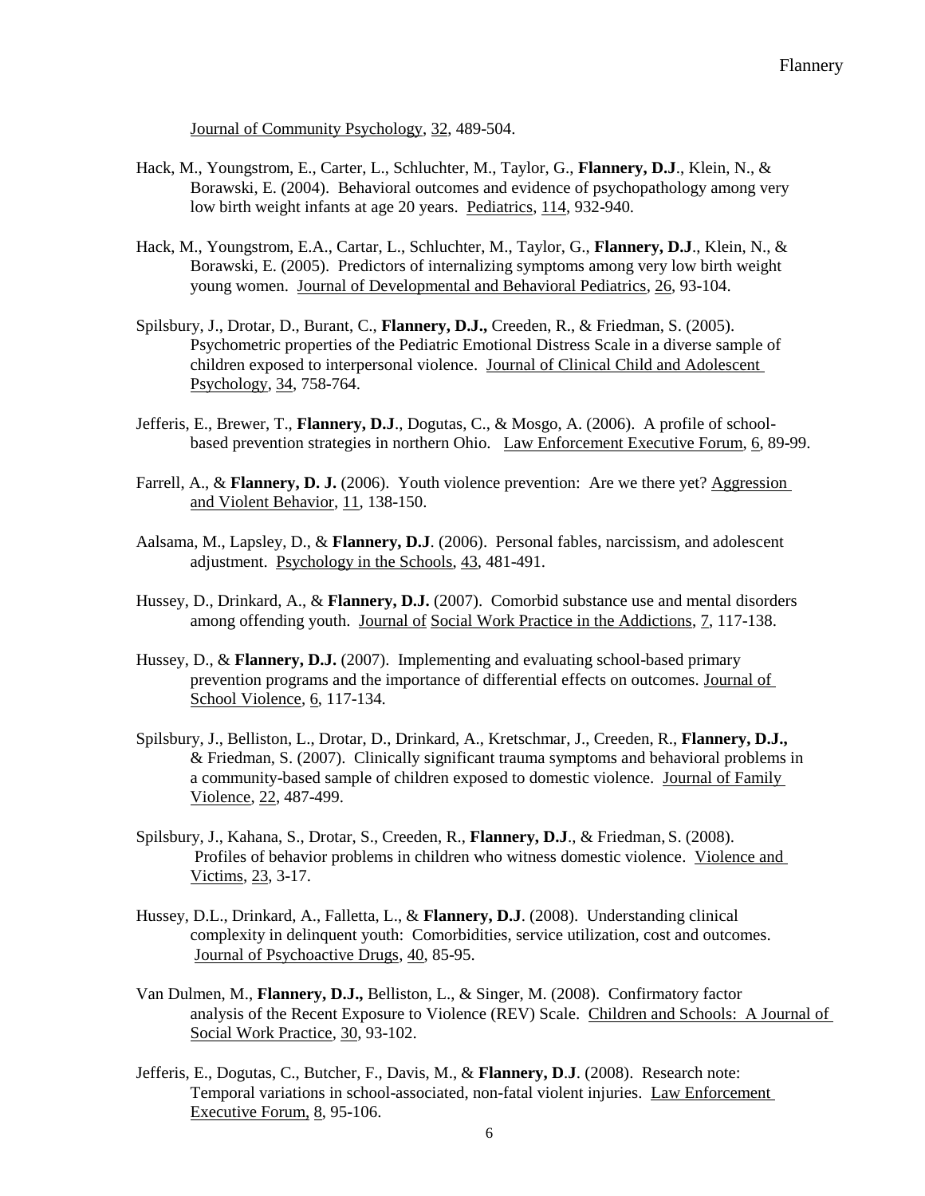Journal of Community Psychology, 32, 489-504.

Hack, M., Youngstrom, E., Carter, L., Schluchter, M., Taylor, G., **Flannery, D.J**., Klein, N., & Borawski, E. (2004). Behavioral outcomes and evidence of psychopathology among very low birth weight infants at age 20 years. Pediatrics, 114, 932-940.

Hack, M., Youngstrom, E.A., Cartar, L., Schluchter, M., Taylor, G., **Flannery, D.J**., Klein, N., & Borawski, E. (2005). Predictors of internalizing symptoms among very low birth weight young women. Journal of Developmental and Behavioral Pediatrics, 26, 93-104.

Spilsbury, J., Drotar, D., Burant, C., **Flannery, D.J.,** Creeden, R., & Friedman, S. (2005). Psychometric properties of the Pediatric Emotional Distress Scale in a diverse sample of children exposed to interpersonal violence. Journal of Clinical Child and Adolescent Psychology, 34, 758-764.

Jefferis, E., Brewer, T., **Flannery, D.J**., Dogutas, C., & Mosgo, A. (2006). A profile of school-based prevention strategies in northern Ohio. Law Enforcement Executive Forum, 6, 89-99.

Farrell, A., & **Flannery, D. J.** (2006). Youth violence prevention: Are we there yet? Aggression and Violent Behavior, 11, 138-150.

Aalsama, M., Lapsley, D., & **Flannery, D.J**. (2006). Personal fables, narcissism, and adolescent adjustment. Psychology in the Schools, 43, 481-491.

Hussey, D., Drinkard, A., & **Flannery, D.J.** (2007). Comorbid substance use and mental disorders among offending youth. Journal of Social Work Practice in the Addictions, 7, 117-138.

Hussey, D., & **Flannery, D.J.** (2007). Implementing and evaluating school-based primary prevention programs and the importance of differential effects on outcomes. Journal of School Violence, 6, 117-134.

Spilsbury, J., Belliston, L., Drotar, D., Drinkard, A., Kretschmar, J., Creeden, R., **Flannery, D.J.,** & Friedman, S. (2007). Clinically significant trauma symptoms and behavioral problems in a community-based sample of children exposed to domestic violence. Journal of Family Violence, 22, 487-499.

Spilsbury, J., Kahana, S., Drotar, S., Creeden, R., **Flannery, D.J**., & Friedman, S. (2008). Profiles of behavior problems in children who witness domestic violence. Violence and Victims, 23, 3-17.

Hussey, D.L., Drinkard, A., Falletta, L., & **Flannery, D.J**. (2008). Understanding clinical complexity in delinquent youth: Comorbidities, service utilization, cost and outcomes. Journal of Psychoactive Drugs, 40, 85-95.

Van Dulmen, M., **Flannery, D.J.,** Belliston, L., & Singer, M. (2008). Confirmatory factor analysis of the Recent Exposure to Violence (REV) Scale. Children and Schools: A Journal of Social Work Practice, 30, 93-102.

Jefferis, E., Dogutas, C., Butcher, F., Davis, M., & **Flannery, D.J**. (2008). Research note: Temporal variations in school-associated, non-fatal violent injuries. Law Enforcement Executive Forum, 8, 95-106.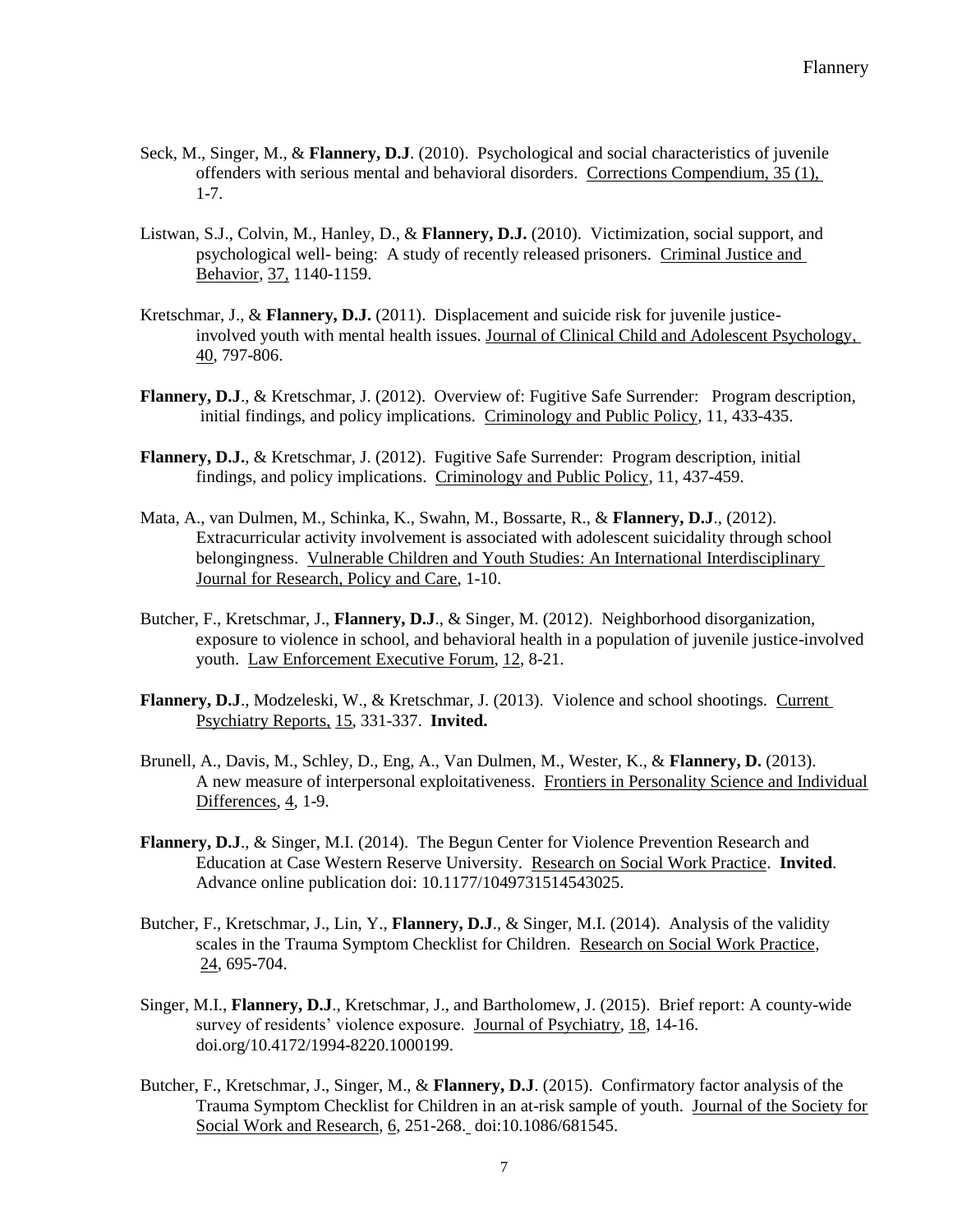Seck, M., Singer, M., & **Flannery, D.J**. (2010). Psychological and social characteristics of juvenile offenders with serious mental and behavioral disorders. Corrections Compendium, 35 (1), 1-7.

Listwan, S.J., Colvin, M., Hanley, D., & **Flannery, D.J.** (2010). Victimization, social support, and psychological well- being: A study of recently released prisoners. Criminal Justice and Behavior, 37, 1140-1159.

Kretschmar, J., & **Flannery, D.J.** (2011). Displacement and suicide risk for juvenile justice-involved youth with mental health issues. Journal of Clinical Child and Adolescent Psychology, 40, 797-806.

**Flannery, D.J**., & Kretschmar, J. (2012). Overview of: Fugitive Safe Surrender: Program description, initial findings, and policy implications. Criminology and Public Policy, 11, 433-435.

**Flannery, D.J.**, & Kretschmar, J. (2012). Fugitive Safe Surrender: Program description, initial findings, and policy implications. Criminology and Public Policy, 11, 437-459.

Mata, A., van Dulmen, M., Schinka, K., Swahn, M., Bossarte, R., & **Flannery, D.J**., (2012). Extracurricular activity involvement is associated with adolescent suicidality through school belongingness. Vulnerable Children and Youth Studies: An International Interdisciplinary Journal for Research, Policy and Care, 1-10.

Butcher, F., Kretschmar, J., **Flannery, D.J**., & Singer, M. (2012). Neighborhood disorganization, exposure to violence in school, and behavioral health in a population of juvenile justice-involved youth. Law Enforcement Executive Forum, 12, 8-21.

**Flannery, D.J**., Modzeleski, W., & Kretschmar, J. (2013). Violence and school shootings. Current Psychiatry Reports, 15, 331-337. **Invited.**

Brunell, A., Davis, M., Schley, D., Eng, A., Van Dulmen, M., Wester, K., & **Flannery, D.** (2013). A new measure of interpersonal exploitativeness. Frontiers in Personality Science and Individual Differences, 4, 1-9.

**Flannery, D.J**., & Singer, M.I. (2014). The Begun Center for Violence Prevention Research and Education at Case Western Reserve University. Research on Social Work Practice. **Invited**. Advance online publication doi: 10.1177/1049731514543025.

Butcher, F., Kretschmar, J., Lin, Y., **Flannery, D.J**., & Singer, M.I. (2014). Analysis of the validity scales in the Trauma Symptom Checklist for Children. Research on Social Work Practice, 24, 695-704.

Singer, M.I., **Flannery, D.J**., Kretschmar, J., and Bartholomew, J. (2015). Brief report: A county-wide survey of residents' violence exposure. Journal of Psychiatry, 18, 14-16. doi.org/10.4172/1994-8220.1000199.

Butcher, F., Kretschmar, J., Singer, M., & **Flannery, D.J**. (2015). Confirmatory factor analysis of the Trauma Symptom Checklist for Children in an at-risk sample of youth. Journal of the Society for Social Work and Research, 6, 251-268. doi:10.1086/681545.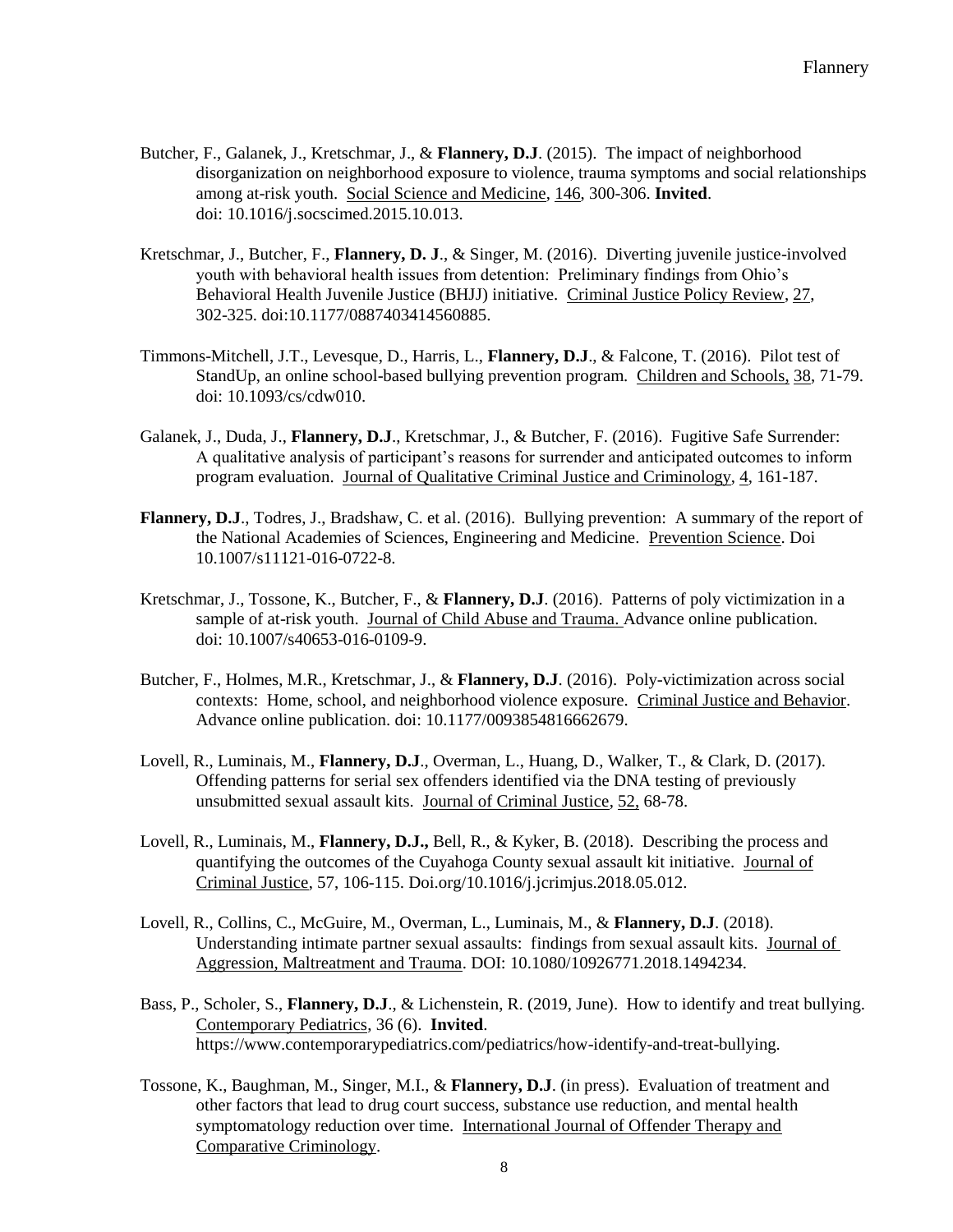Butcher, F., Galanek, J., Kretschmar, J., & **Flannery, D.J**. (2015). The impact of neighborhood disorganization on neighborhood exposure to violence, trauma symptoms and social relationships among at-risk youth. Social Science and Medicine, 146, 300-306. **Invited**. doi: 10.1016/j.socscimed.2015.10.013.

Kretschmar, J., Butcher, F., **Flannery, D. J**., & Singer, M. (2016). Diverting juvenile justice-involved youth with behavioral health issues from detention: Preliminary findings from Ohio's Behavioral Health Juvenile Justice (BHJJ) initiative. Criminal Justice Policy Review, 27, 302-325. doi:10.1177/0887403414560885.

Timmons-Mitchell, J.T., Levesque, D., Harris, L., **Flannery, D.J**., & Falcone, T. (2016). Pilot test of StandUp, an online school-based bullying prevention program. Children and Schools, 38, 71-79. doi: 10.1093/cs/cdw010.

Galanek, J., Duda, J., **Flannery, D.J**., Kretschmar, J., & Butcher, F. (2016). Fugitive Safe Surrender: A qualitative analysis of participant's reasons for surrender and anticipated outcomes to inform program evaluation. Journal of Qualitative Criminal Justice and Criminology, 4, 161-187.

**Flannery, D.J**., Todres, J., Bradshaw, C. et al. (2016). Bullying prevention: A summary of the report of the National Academies of Sciences, Engineering and Medicine. Prevention Science. Doi 10.1007/s11121-016-0722-8.

Kretschmar, J., Tossone, K., Butcher, F., & **Flannery, D.J**. (2016). Patterns of poly victimization in a sample of at-risk youth. Journal of Child Abuse and Trauma. Advance online publication. doi: 10.1007/s40653-016-0109-9.

Butcher, F., Holmes, M.R., Kretschmar, J., & **Flannery, D.J**. (2016). Poly-victimization across social contexts: Home, school, and neighborhood violence exposure. Criminal Justice and Behavior. Advance online publication. doi: 10.1177/0093854816662679.

Lovell, R., Luminais, M., **Flannery, D.J**., Overman, L., Huang, D., Walker, T., & Clark, D. (2017). Offending patterns for serial sex offenders identified via the DNA testing of previously unsubmitted sexual assault kits. Journal of Criminal Justice, 52, 68-78.

Lovell, R., Luminais, M., **Flannery, D.J.,** Bell, R., & Kyker, B. (2018). Describing the process and quantifying the outcomes of the Cuyahoga County sexual assault kit initiative. Journal of Criminal Justice, 57, 106-115. Doi.org/10.1016/j.jcrimjus.2018.05.012.

Lovell, R., Collins, C., McGuire, M., Overman, L., Luminais, M., & **Flannery, D.J**. (2018). Understanding intimate partner sexual assaults: findings from sexual assault kits. Journal of Aggression, Maltreatment and Trauma. DOI: 10.1080/10926771.2018.1494234.

Bass, P., Scholer, S., **Flannery, D.J**., & Lichenstein, R. (2019, June). How to identify and treat bullying. Contemporary Pediatrics, 36 (6). **Invited**. https://www.contemporarypediatrics.com/pediatrics/how-identify-and-treat-bullying.

Tossone, K., Baughman, M., Singer, M.I., & **Flannery, D.J**. (in press). Evaluation of treatment and other factors that lead to drug court success, substance use reduction, and mental health symptomatology reduction over time. International Journal of Offender Therapy and Comparative Criminology.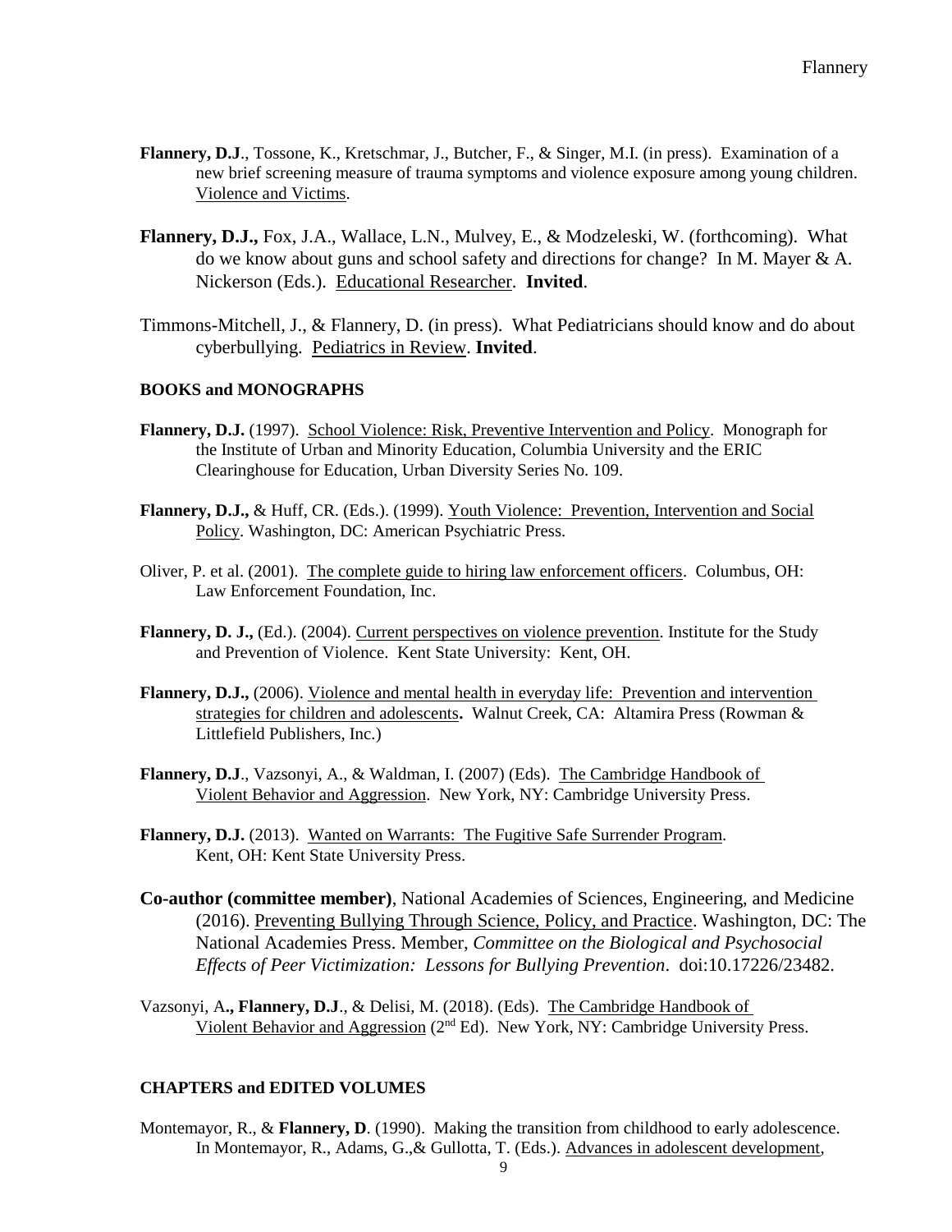**Flannery, D.J**., Tossone, K., Kretschmar, J., Butcher, F., & Singer, M.I. (in press). Examination of a new brief screening measure of trauma symptoms and violence exposure among young children. Violence and Victims.

**Flannery, D.J.,** Fox, J.A., Wallace, L.N., Mulvey, E., & Modzeleski, W. (forthcoming). What do we know about guns and school safety and directions for change? In M. Mayer & A. Nickerson (Eds.). Educational Researcher. **Invited**.

Timmons-Mitchell, J., & Flannery, D. (in press). What Pediatricians should know and do about cyberbullying. Pediatrics in Review. **Invited**.

#### BOOKS and MONOGRAPHS

**Flannery, D.J.** (1997). School Violence: Risk, Preventive Intervention and Policy. Monograph for the Institute of Urban and Minority Education, Columbia University and the ERIC Clearinghouse for Education, Urban Diversity Series No. 109.

**Flannery, D.J.,** & Huff, CR. (Eds.). (1999). Youth Violence: Prevention, Intervention and Social Policy. Washington, DC: American Psychiatric Press.

Oliver, P. et al. (2001). The complete guide to hiring law enforcement officers. Columbus, OH: Law Enforcement Foundation, Inc.

**Flannery, D. J.,** (Ed.). (2004). Current perspectives on violence prevention. Institute for the Study and Prevention of Violence. Kent State University: Kent, OH.

**Flannery, D.J.,** (2006). Violence and mental health in everyday life: Prevention and intervention strategies for children and adolescents**.** Walnut Creek, CA: Altamira Press (Rowman & Littlefield Publishers, Inc.)

**Flannery, D.J**., Vazsonyi, A., & Waldman, I. (2007) (Eds). The Cambridge Handbook of Violent Behavior and Aggression. New York, NY: Cambridge University Press.

**Flannery, D.J.** (2013). Wanted on Warrants: The Fugitive Safe Surrender Program. Kent, OH: Kent State University Press.

**Co-author (committee member)**, National Academies of Sciences, Engineering, and Medicine (2016). Preventing Bullying Through Science, Policy, and Practice. Washington, DC: The National Academies Press. Member, *Committee on the Biological and Psychosocial Effects of Peer Victimization: Lessons for Bullying Prevention*. doi:10.17226/23482.

Vazsonyi, A**., Flannery, D.J**., & Delisi, M. (2018). (Eds). The Cambridge Handbook of Violent Behavior and Aggression (2nd Ed). New York, NY: Cambridge University Press.

#### CHAPTERS and EDITED VOLUMES

Montemayor, R., & **Flannery, D**. (1990). Making the transition from childhood to early adolescence. In Montemayor, R., Adams, G.,& Gullotta, T. (Eds.). Advances in adolescent development,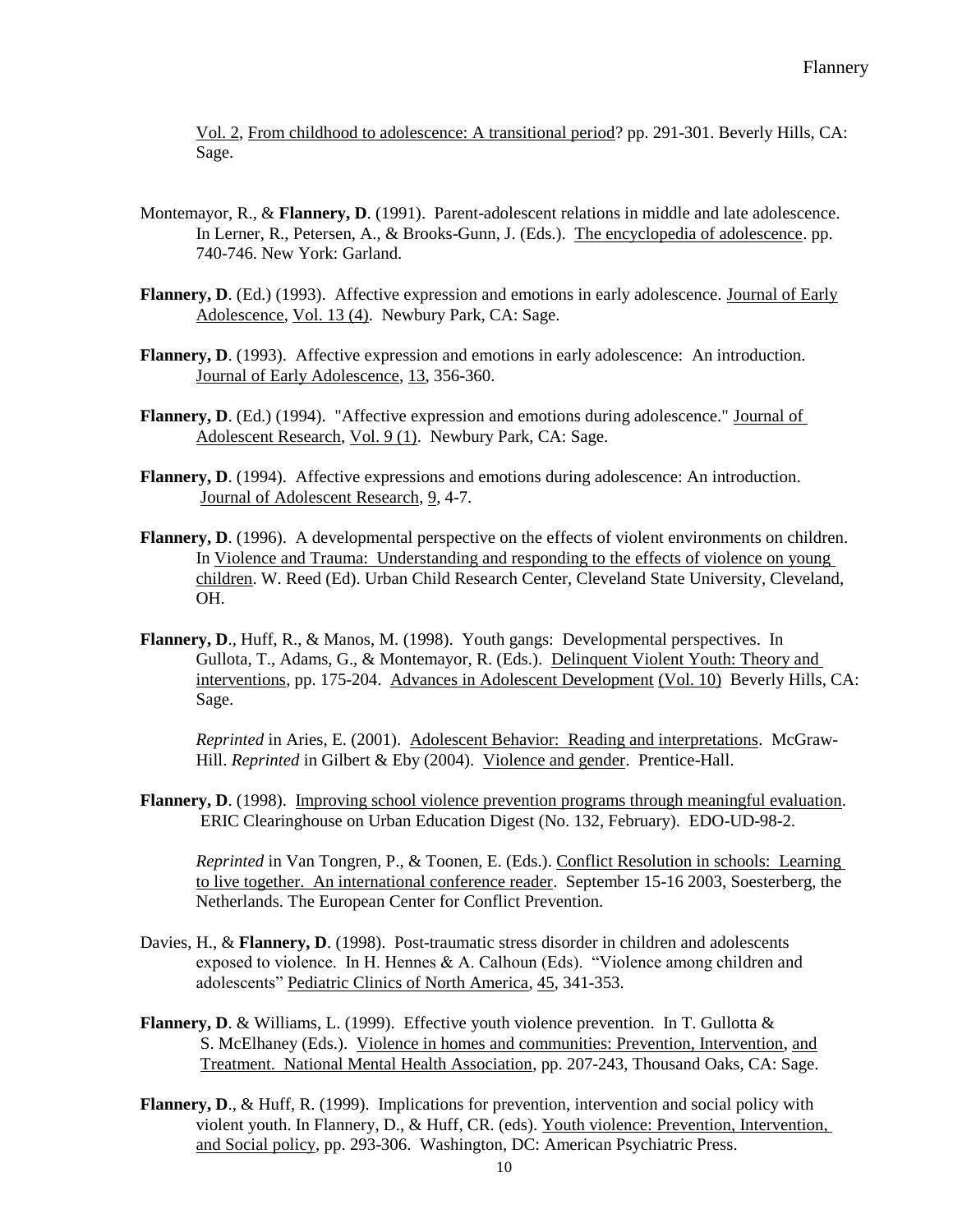Vol. 2, From childhood to adolescence: A transitional period? pp. 291-301. Beverly Hills, CA: Sage.

Montemayor, R., & **Flannery, D**. (1991). Parent-adolescent relations in middle and late adolescence. In Lerner, R., Petersen, A., & Brooks-Gunn, J. (Eds.). The encyclopedia of adolescence. pp. 740-746. New York: Garland.

**Flannery, D**. (Ed.) (1993). Affective expression and emotions in early adolescence. Journal of Early Adolescence, Vol. 13 (4). Newbury Park, CA: Sage.

**Flannery, D**. (1993). Affective expression and emotions in early adolescence: An introduction. Journal of Early Adolescence, 13, 356-360.

**Flannery, D**. (Ed.) (1994). "Affective expression and emotions during adolescence." Journal of Adolescent Research, Vol. 9 (1). Newbury Park, CA: Sage.

**Flannery, D**. (1994). Affective expressions and emotions during adolescence: An introduction. Journal of Adolescent Research, 9, 4-7.

**Flannery, D**. (1996). A developmental perspective on the effects of violent environments on children. In Violence and Trauma: Understanding and responding to the effects of violence on young children. W. Reed (Ed). Urban Child Research Center, Cleveland State University, Cleveland, OH.

**Flannery, D**., Huff, R., & Manos, M. (1998). Youth gangs: Developmental perspectives. In Gullota, T., Adams, G., & Montemayor, R. (Eds.). Delinquent Violent Youth: Theory and interventions, pp. 175-204. Advances in Adolescent Development (Vol. 10) Beverly Hills, CA: Sage.

*Reprinted* in Aries, E. (2001). Adolescent Behavior: Reading and interpretations. McGraw-Hill. *Reprinted* in Gilbert & Eby (2004). Violence and gender. Prentice-Hall.

**Flannery, D**. (1998). Improving school violence prevention programs through meaningful evaluation. ERIC Clearinghouse on Urban Education Digest (No. 132, February). EDO-UD-98-2.

*Reprinted* in Van Tongren, P., & Toonen, E. (Eds.). Conflict Resolution in schools: Learning to live together. An international conference reader. September 15-16 2003, Soesterberg, the Netherlands. The European Center for Conflict Prevention.

Davies, H., & **Flannery, D**. (1998). Post-traumatic stress disorder in children and adolescents exposed to violence. In H. Hennes & A. Calhoun (Eds). "Violence among children and adolescents" Pediatric Clinics of North America, 45, 341-353.

**Flannery, D**. & Williams, L. (1999). Effective youth violence prevention. In T. Gullotta & S. McElhaney (Eds.). Violence in homes and communities: Prevention, Intervention, and Treatment. National Mental Health Association, pp. 207-243, Thousand Oaks, CA: Sage.

**Flannery, D**., & Huff, R. (1999). Implications for prevention, intervention and social policy with violent youth. In Flannery, D., & Huff, CR. (eds). Youth violence: Prevention, Intervention, and Social policy, pp. 293-306. Washington, DC: American Psychiatric Press.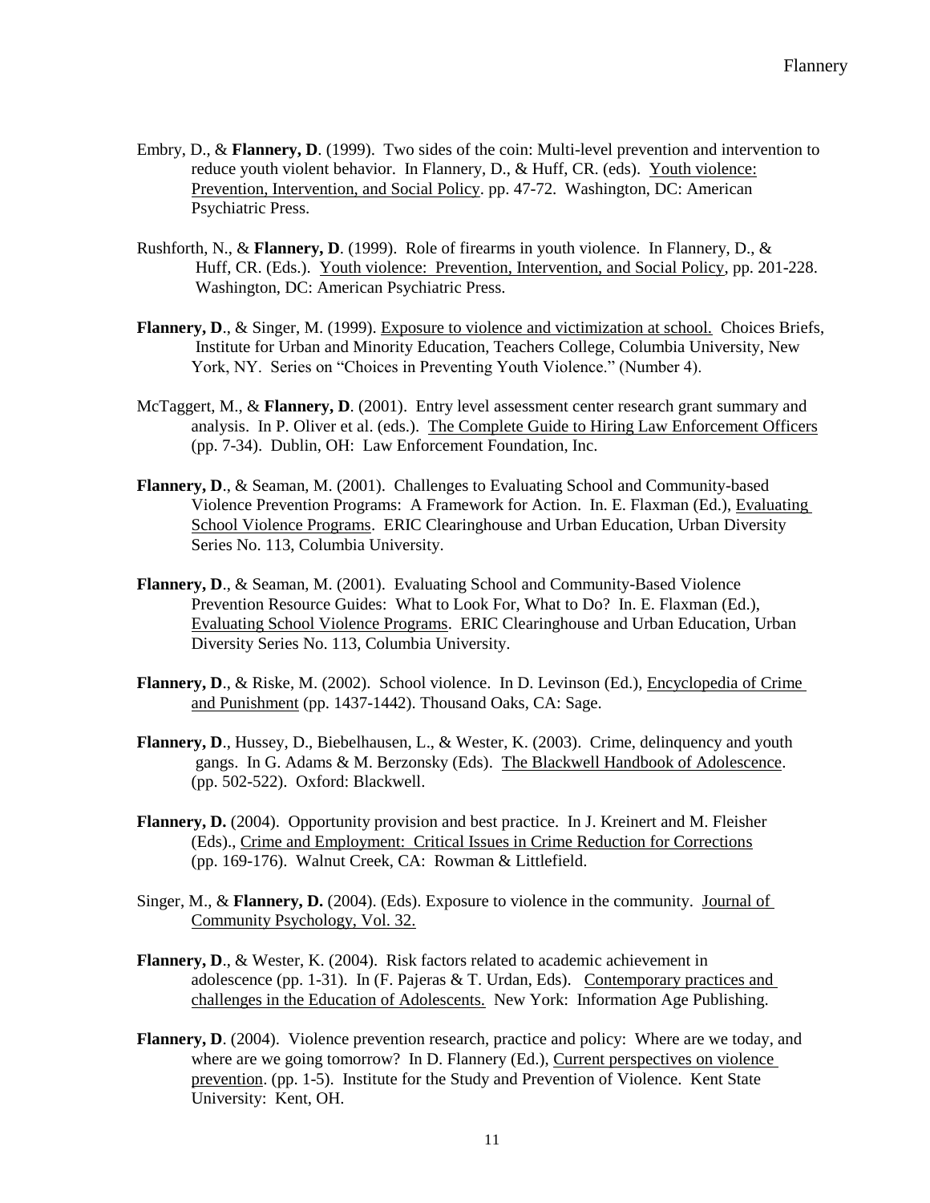Embry, D., & **Flannery, D**. (1999). Two sides of the coin: Multi-level prevention and intervention to reduce youth violent behavior. In Flannery, D., & Huff, CR. (eds). Youth violence: Prevention, Intervention, and Social Policy. pp. 47-72. Washington, DC: American Psychiatric Press.

Rushforth, N., & **Flannery, D**. (1999). Role of firearms in youth violence. In Flannery, D., & Huff, CR. (Eds.). Youth violence: Prevention, Intervention, and Social Policy, pp. 201-228. Washington, DC: American Psychiatric Press.

**Flannery, D**., & Singer, M. (1999). Exposure to violence and victimization at school. Choices Briefs, Institute for Urban and Minority Education, Teachers College, Columbia University, New York, NY. Series on "Choices in Preventing Youth Violence." (Number 4).

McTaggert, M., & **Flannery, D**. (2001). Entry level assessment center research grant summary and analysis. In P. Oliver et al. (eds.). The Complete Guide to Hiring Law Enforcement Officers (pp. 7-34). Dublin, OH: Law Enforcement Foundation, Inc.

**Flannery, D**., & Seaman, M. (2001). Challenges to Evaluating School and Community-based Violence Prevention Programs: A Framework for Action. In. E. Flaxman (Ed.), Evaluating School Violence Programs. ERIC Clearinghouse and Urban Education, Urban Diversity Series No. 113, Columbia University.

**Flannery, D**., & Seaman, M. (2001). Evaluating School and Community-Based Violence Prevention Resource Guides: What to Look For, What to Do? In. E. Flaxman (Ed.), Evaluating School Violence Programs. ERIC Clearinghouse and Urban Education, Urban Diversity Series No. 113, Columbia University.

**Flannery, D**., & Riske, M. (2002). School violence. In D. Levinson (Ed.), Encyclopedia of Crime and Punishment (pp. 1437-1442). Thousand Oaks, CA: Sage.

**Flannery, D**., Hussey, D., Biebelhausen, L., & Wester, K. (2003). Crime, delinquency and youth gangs. In G. Adams & M. Berzonsky (Eds). The Blackwell Handbook of Adolescence. (pp. 502-522). Oxford: Blackwell.

**Flannery, D.** (2004). Opportunity provision and best practice. In J. Kreinert and M. Fleisher (Eds)., Crime and Employment: Critical Issues in Crime Reduction for Corrections (pp. 169-176). Walnut Creek, CA: Rowman & Littlefield.

Singer, M., & **Flannery, D.** (2004). (Eds). Exposure to violence in the community. Journal of Community Psychology, Vol. 32.

**Flannery, D**., & Wester, K. (2004). Risk factors related to academic achievement in adolescence (pp. 1-31). In (F. Pajeras & T. Urdan, Eds). Contemporary practices and challenges in the Education of Adolescents. New York: Information Age Publishing.

**Flannery, D**. (2004). Violence prevention research, practice and policy: Where are we today, and where are we going tomorrow? In D. Flannery (Ed.), Current perspectives on violence prevention. (pp. 1-5). Institute for the Study and Prevention of Violence. Kent State University: Kent, OH.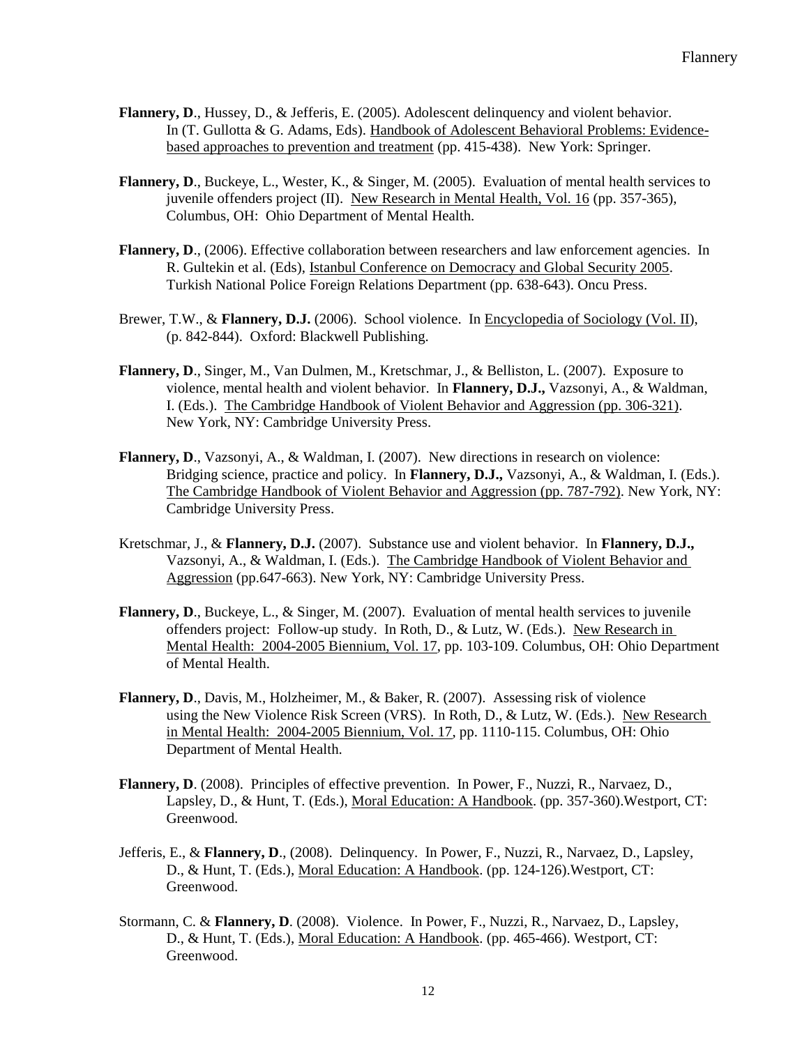**Flannery, D**., Hussey, D., & Jefferis, E. (2005). Adolescent delinquency and violent behavior. In (T. Gullotta & G. Adams, Eds). Handbook of Adolescent Behavioral Problems: Evidence-based approaches to prevention and treatment (pp. 415-438). New York: Springer.

**Flannery, D**., Buckeye, L., Wester, K., & Singer, M. (2005). Evaluation of mental health services to juvenile offenders project (II). New Research in Mental Health, Vol. 16 (pp. 357-365), Columbus, OH: Ohio Department of Mental Health.

**Flannery, D**., (2006). Effective collaboration between researchers and law enforcement agencies. In R. Gultekin et al. (Eds), Istanbul Conference on Democracy and Global Security 2005. Turkish National Police Foreign Relations Department (pp. 638-643). Oncu Press.

Brewer, T.W., & **Flannery, D.J.** (2006). School violence. In Encyclopedia of Sociology (Vol. II), (p. 842-844). Oxford: Blackwell Publishing.

**Flannery, D**., Singer, M., Van Dulmen, M., Kretschmar, J., & Belliston, L. (2007). Exposure to violence, mental health and violent behavior. In **Flannery, D.J.,** Vazsonyi, A., & Waldman, I. (Eds.). The Cambridge Handbook of Violent Behavior and Aggression (pp. 306-321). New York, NY: Cambridge University Press.

**Flannery, D**., Vazsonyi, A., & Waldman, I. (2007). New directions in research on violence: Bridging science, practice and policy. In **Flannery, D.J.,** Vazsonyi, A., & Waldman, I. (Eds.). The Cambridge Handbook of Violent Behavior and Aggression (pp. 787-792). New York, NY: Cambridge University Press.

Kretschmar, J., & **Flannery, D.J.** (2007). Substance use and violent behavior. In **Flannery, D.J.,** Vazsonyi, A., & Waldman, I. (Eds.). The Cambridge Handbook of Violent Behavior and Aggression (pp.647-663). New York, NY: Cambridge University Press.

**Flannery, D**., Buckeye, L., & Singer, M. (2007). Evaluation of mental health services to juvenile offenders project: Follow-up study. In Roth, D., & Lutz, W. (Eds.). New Research in Mental Health: 2004-2005 Biennium, Vol. 17, pp. 103-109. Columbus, OH: Ohio Department of Mental Health.

**Flannery, D**., Davis, M., Holzheimer, M., & Baker, R. (2007). Assessing risk of violence using the New Violence Risk Screen (VRS). In Roth, D., & Lutz, W. (Eds.). New Research in Mental Health: 2004-2005 Biennium, Vol. 17, pp. 1110-115. Columbus, OH: Ohio Department of Mental Health.

**Flannery, D**. (2008). Principles of effective prevention. In Power, F., Nuzzi, R., Narvaez, D., Lapsley, D., & Hunt, T. (Eds.), Moral Education: A Handbook. (pp. 357-360).Westport, CT: Greenwood.

Jefferis, E., & **Flannery, D**., (2008). Delinquency. In Power, F., Nuzzi, R., Narvaez, D., Lapsley, D., & Hunt, T. (Eds.), Moral Education: A Handbook. (pp. 124-126).Westport, CT: Greenwood.

Stormann, C. & **Flannery, D**. (2008). Violence. In Power, F., Nuzzi, R., Narvaez, D., Lapsley, D., & Hunt, T. (Eds.), Moral Education: A Handbook. (pp. 465-466). Westport, CT: Greenwood.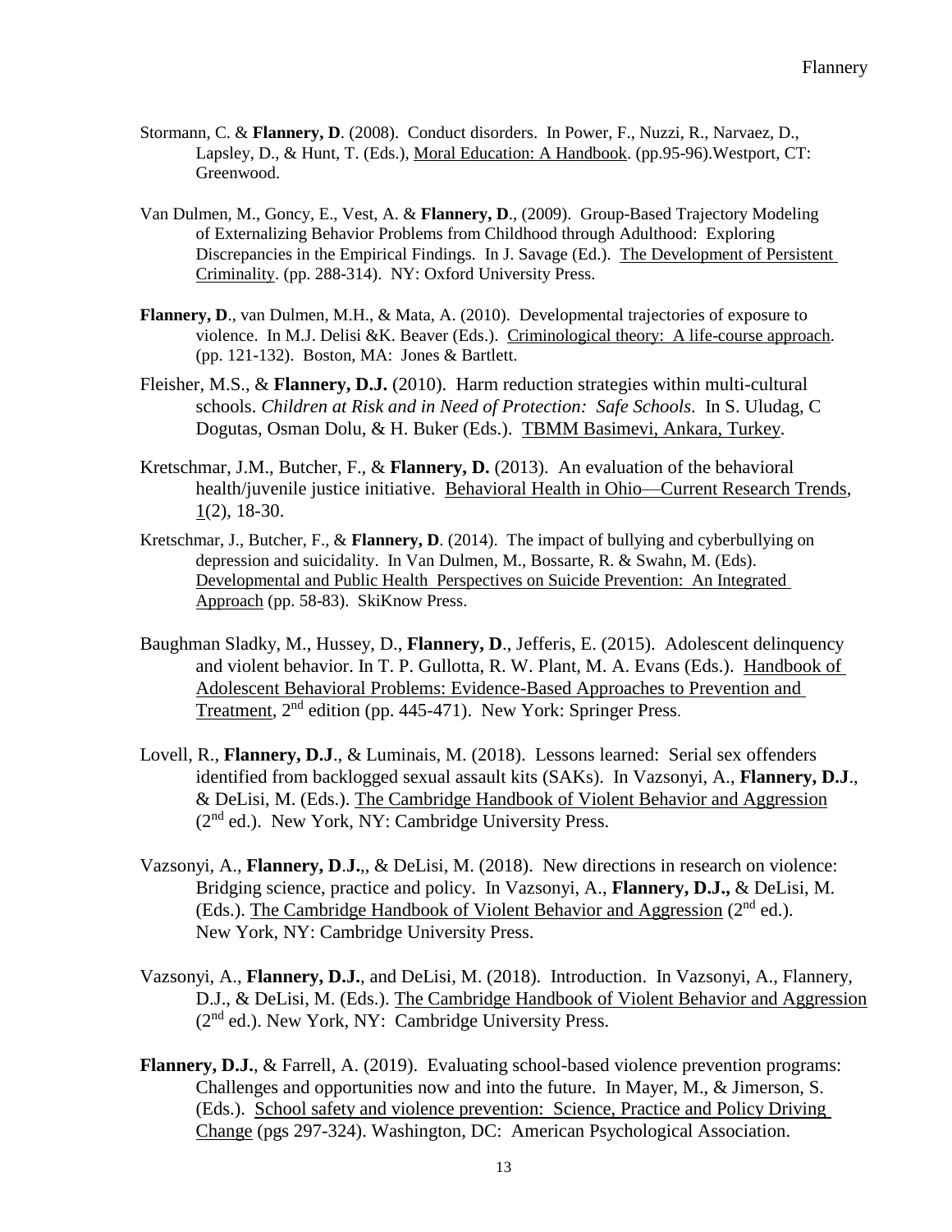Stormann, C. & **Flannery, D**. (2008). Conduct disorders. In Power, F., Nuzzi, R., Narvaez, D., Lapsley, D., & Hunt, T. (Eds.), Moral Education: A Handbook. (pp.95-96).Westport, CT: Greenwood.

Van Dulmen, M., Goncy, E., Vest, A. & **Flannery, D**., (2009). Group-Based Trajectory Modeling of Externalizing Behavior Problems from Childhood through Adulthood: Exploring Discrepancies in the Empirical Findings. In J. Savage (Ed.). The Development of Persistent Criminality. (pp. 288-314). NY: Oxford University Press.

**Flannery, D**., van Dulmen, M.H., & Mata, A. (2010). Developmental trajectories of exposure to violence. In M.J. Delisi &K. Beaver (Eds.). Criminological theory: A life-course approach. (pp. 121-132). Boston, MA: Jones & Bartlett.

Fleisher, M.S., & **Flannery, D.J.** (2010). Harm reduction strategies within multi-cultural schools. *Children at Risk and in Need of Protection: Safe Schools*. In S. Uludag, C Dogutas, Osman Dolu, & H. Buker (Eds.). TBMM Basimevi, Ankara, Turkey.

Kretschmar, J.M., Butcher, F., & **Flannery, D.** (2013). An evaluation of the behavioral health/juvenile justice initiative. Behavioral Health in Ohio—Current Research Trends, 1(2), 18-30.

Kretschmar, J., Butcher, F., & **Flannery, D**. (2014). The impact of bullying and cyberbullying on depression and suicidality. In Van Dulmen, M., Bossarte, R. & Swahn, M. (Eds). Developmental and Public Health Perspectives on Suicide Prevention: An Integrated Approach (pp. 58-83). SkiKnow Press.

Baughman Sladky, M., Hussey, D., **Flannery, D**., Jefferis, E. (2015). Adolescent delinquency and violent behavior. In T. P. Gullotta, R. W. Plant, M. A. Evans (Eds.). Handbook of Adolescent Behavioral Problems: Evidence-Based Approaches to Prevention and Treatment, 2nd edition (pp. 445-471). New York: Springer Press.

Lovell, R., **Flannery, D.J**., & Luminais, M. (2018). Lessons learned: Serial sex offenders identified from backlogged sexual assault kits (SAKs). In Vazsonyi, A., **Flannery, D.J**., & DeLisi, M. (Eds.). The Cambridge Handbook of Violent Behavior and Aggression (2nd ed.). New York, NY: Cambridge University Press.

Vazsonyi, A., **Flannery, D**.**J.**,, & DeLisi, M. (2018). New directions in research on violence: Bridging science, practice and policy. In Vazsonyi, A., **Flannery, D.J.,** & DeLisi, M. (Eds.). The Cambridge Handbook of Violent Behavior and Aggression (2nd ed.). New York, NY: Cambridge University Press.

Vazsonyi, A., **Flannery, D.J.**, and DeLisi, M. (2018). Introduction. In Vazsonyi, A., Flannery, D.J., & DeLisi, M. (Eds.). The Cambridge Handbook of Violent Behavior and Aggression (2nd ed.). New York, NY: Cambridge University Press.

**Flannery, D.J.**, & Farrell, A. (2019). Evaluating school-based violence prevention programs: Challenges and opportunities now and into the future. In Mayer, M., & Jimerson, S. (Eds.). School safety and violence prevention: Science, Practice and Policy Driving Change (pgs 297-324). Washington, DC: American Psychological Association.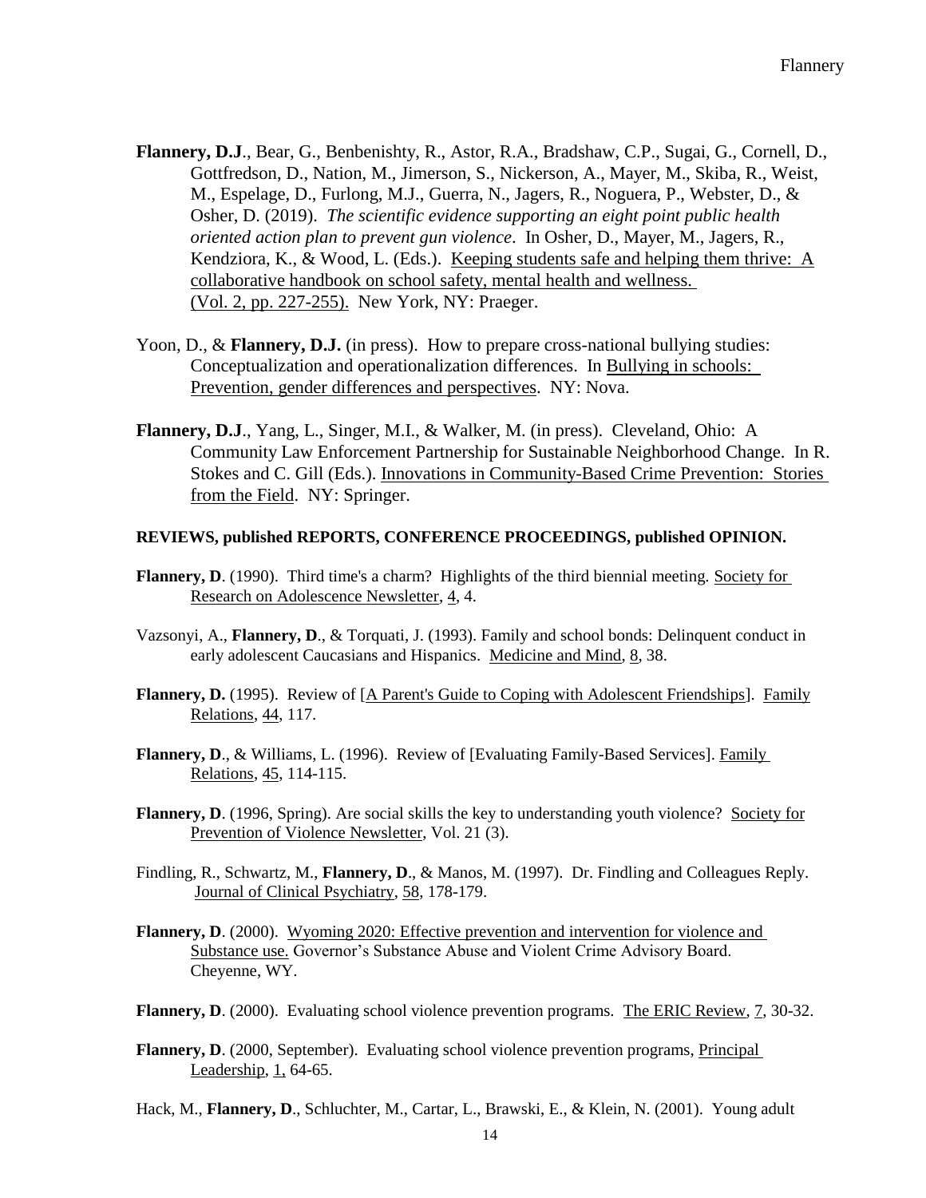**Flannery, D.J**., Bear, G., Benbenishty, R., Astor, R.A., Bradshaw, C.P., Sugai, G., Cornell, D., Gottfredson, D., Nation, M., Jimerson, S., Nickerson, A., Mayer, M., Skiba, R., Weist, M., Espelage, D., Furlong, M.J., Guerra, N., Jagers, R., Noguera, P., Webster, D., & Osher, D. (2019). *The scientific evidence supporting an eight point public health oriented action plan to prevent gun violence*. In Osher, D., Mayer, M., Jagers, R., Kendziora, K., & Wood, L. (Eds.). Keeping students safe and helping them thrive: A collaborative handbook on school safety, mental health and wellness. (Vol. 2, pp. 227-255). New York, NY: Praeger.

Yoon, D., & **Flannery, D.J.** (in press). How to prepare cross-national bullying studies: Conceptualization and operationalization differences. In Bullying in schools: Prevention, gender differences and perspectives. NY: Nova.

**Flannery, D.J**., Yang, L., Singer, M.I., & Walker, M. (in press). Cleveland, Ohio: A Community Law Enforcement Partnership for Sustainable Neighborhood Change. In R. Stokes and C. Gill (Eds.). Innovations in Community-Based Crime Prevention: Stories from the Field. NY: Springer.

**REVIEWS, published REPORTS, CONFERENCE PROCEEDINGS, published OPINION.**

**Flannery, D**. (1990). Third time's a charm? Highlights of the third biennial meeting. Society for Research on Adolescence Newsletter, 4, 4.

Vazsonyi, A., **Flannery, D**., & Torquati, J. (1993). Family and school bonds: Delinquent conduct in early adolescent Caucasians and Hispanics. Medicine and Mind, 8, 38.

**Flannery, D.** (1995). Review of [A Parent's Guide to Coping with Adolescent Friendships]. Family Relations, 44, 117.

**Flannery, D**., & Williams, L. (1996). Review of [Evaluating Family-Based Services]. Family Relations, 45, 114-115.

**Flannery, D**. (1996, Spring). Are social skills the key to understanding youth violence? Society for Prevention of Violence Newsletter, Vol. 21 (3).

Findling, R., Schwartz, M., **Flannery, D**., & Manos, M. (1997). Dr. Findling and Colleagues Reply. Journal of Clinical Psychiatry, 58, 178-179.

**Flannery, D**. (2000). Wyoming 2020: Effective prevention and intervention for violence and Substance use. Governor's Substance Abuse and Violent Crime Advisory Board. Cheyenne, WY.

**Flannery, D**. (2000). Evaluating school violence prevention programs. The ERIC Review, 7, 30-32.

**Flannery, D**. (2000, September). Evaluating school violence prevention programs, Principal Leadership, 1, 64-65.

Hack, M., **Flannery, D**., Schluchter, M., Cartar, L., Brawski, E., & Klein, N. (2001). Young adult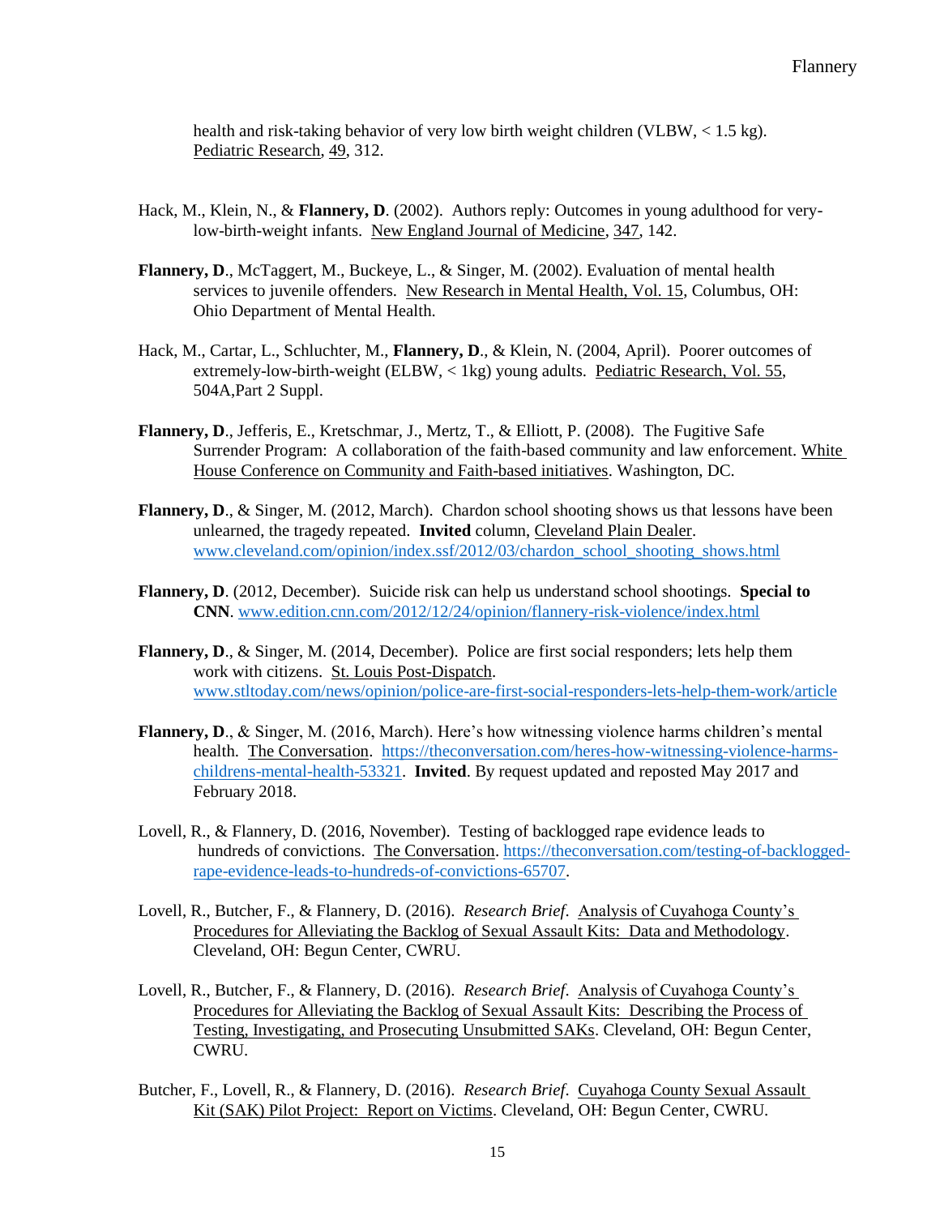health and risk-taking behavior of very low birth weight children (VLBW, < 1.5 kg). Pediatric Research, 49, 312.

Hack, M., Klein, N., & **Flannery, D**. (2002). Authors reply: Outcomes in young adulthood for very-low-birth-weight infants. New England Journal of Medicine, 347, 142.

**Flannery, D**., McTaggert, M., Buckeye, L., & Singer, M. (2002). Evaluation of mental health services to juvenile offenders. New Research in Mental Health, Vol. 15, Columbus, OH: Ohio Department of Mental Health.

Hack, M., Cartar, L., Schluchter, M., **Flannery, D**., & Klein, N. (2004, April). Poorer outcomes of extremely-low-birth-weight (ELBW, < 1kg) young adults. Pediatric Research, Vol. 55, 504A,Part 2 Suppl.

**Flannery, D**., Jefferis, E., Kretschmar, J., Mertz, T., & Elliott, P. (2008). The Fugitive Safe Surrender Program: A collaboration of the faith-based community and law enforcement. White House Conference on Community and Faith-based initiatives. Washington, DC.

**Flannery, D**., & Singer, M. (2012, March). Chardon school shooting shows us that lessons have been unlearned, the tragedy repeated. **Invited** column, Cleveland Plain Dealer. www.cleveland.com/opinion/index.ssf/2012/03/chardon_school_shooting_shows.html

**Flannery, D**. (2012, December). Suicide risk can help us understand school shootings. **Special to CNN**. www.edition.cnn.com/2012/12/24/opinion/flannery-risk-violence/index.html

**Flannery, D**., & Singer, M. (2014, December). Police are first social responders; lets help them work with citizens. St. Louis Post-Dispatch. www.stltoday.com/news/opinion/police-are-first-social-responders-lets-help-them-work/article

**Flannery, D**., & Singer, M. (2016, March). Here's how witnessing violence harms children's mental health. The Conversation. https://theconversation.com/heres-how-witnessing-violence-harms-childrens-mental-health-53321. **Invited**. By request updated and reposted May 2017 and February 2018.

Lovell, R., & Flannery, D. (2016, November). Testing of backlogged rape evidence leads to hundreds of convictions. The Conversation. https://theconversation.com/testing-of-backlogged-rape-evidence-leads-to-hundreds-of-convictions-65707.

Lovell, R., Butcher, F., & Flannery, D. (2016). *Research Brief*. Analysis of Cuyahoga County's Procedures for Alleviating the Backlog of Sexual Assault Kits: Data and Methodology. Cleveland, OH: Begun Center, CWRU.

Lovell, R., Butcher, F., & Flannery, D. (2016). *Research Brief*. Analysis of Cuyahoga County's Procedures for Alleviating the Backlog of Sexual Assault Kits: Describing the Process of Testing, Investigating, and Prosecuting Unsubmitted SAKs. Cleveland, OH: Begun Center, CWRU.

Butcher, F., Lovell, R., & Flannery, D. (2016). *Research Brief*. Cuyahoga County Sexual Assault Kit (SAK) Pilot Project: Report on Victims. Cleveland, OH: Begun Center, CWRU.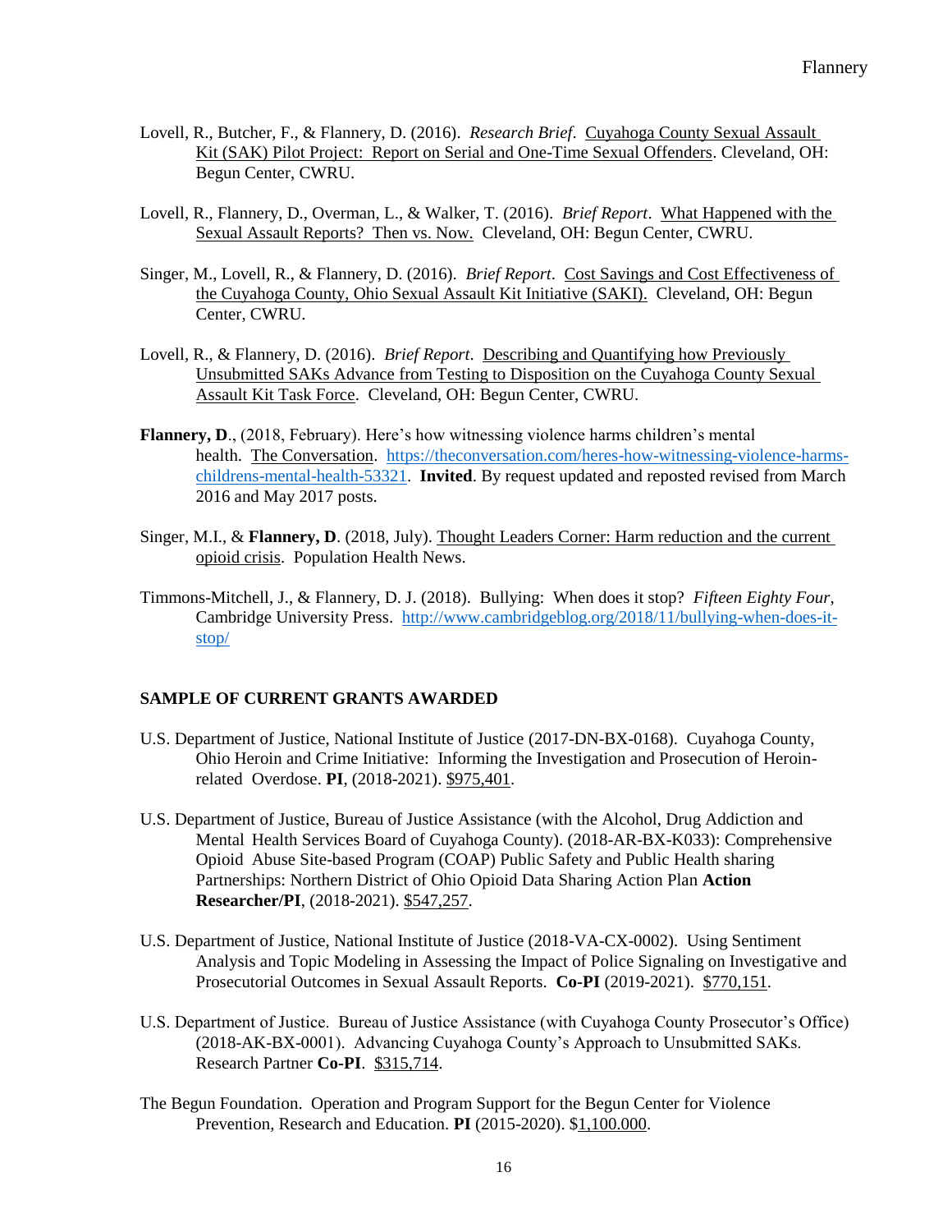Lovell, R., Butcher, F., & Flannery, D. (2016). *Research Brief*. Cuyahoga County Sexual Assault Kit (SAK) Pilot Project: Report on Serial and One-Time Sexual Offenders. Cleveland, OH: Begun Center, CWRU.

Lovell, R., Flannery, D., Overman, L., & Walker, T. (2016). *Brief Report*. What Happened with the Sexual Assault Reports? Then vs. Now. Cleveland, OH: Begun Center, CWRU.

Singer, M., Lovell, R., & Flannery, D. (2016). *Brief Report*. Cost Savings and Cost Effectiveness of the Cuyahoga County, Ohio Sexual Assault Kit Initiative (SAKI). Cleveland, OH: Begun Center, CWRU.

Lovell, R., & Flannery, D. (2016). *Brief Report*. Describing and Quantifying how Previously Unsubmitted SAKs Advance from Testing to Disposition on the Cuyahoga County Sexual Assault Kit Task Force. Cleveland, OH: Begun Center, CWRU.

**Flannery, D**., (2018, February). Here's how witnessing violence harms children's mental health. The Conversation. https://theconversation.com/heres-how-witnessing-violence-harms-childrens-mental-health-53321. **Invited**. By request updated and reposted revised from March 2016 and May 2017 posts.

Singer, M.I., & **Flannery, D**. (2018, July). Thought Leaders Corner: Harm reduction and the current opioid crisis. Population Health News.

Timmons-Mitchell, J., & Flannery, D. J. (2018). Bullying: When does it stop? *Fifteen Eighty Four*, Cambridge University Press. http://www.cambridgeblog.org/2018/11/bullying-when-does-it-stop/

## SAMPLE OF CURRENT GRANTS AWARDED

U.S. Department of Justice, National Institute of Justice (2017-DN-BX-0168). Cuyahoga County, Ohio Heroin and Crime Initiative: Informing the Investigation and Prosecution of Heroin-related Overdose. **PI**, (2018-2021). $975,401.

U.S. Department of Justice, Bureau of Justice Assistance (with the Alcohol, Drug Addiction and Mental Health Services Board of Cuyahoga County). (2018-AR-BX-K033): Comprehensive Opioid Abuse Site-based Program (COAP) Public Safety and Public Health sharing Partnerships: Northern District of Ohio Opioid Data Sharing Action Plan **Action Researcher/PI**, (2018-2021). $547,257.

U.S. Department of Justice, National Institute of Justice (2018-VA-CX-0002). Using Sentiment Analysis and Topic Modeling in Assessing the Impact of Police Signaling on Investigative and Prosecutorial Outcomes in Sexual Assault Reports. **Co-PI** (2019-2021). $770,151.

U.S. Department of Justice. Bureau of Justice Assistance (with Cuyahoga County Prosecutor's Office) (2018-AK-BX-0001). Advancing Cuyahoga County's Approach to Unsubmitted SAKs. Research Partner **Co-PI**. $315,714.

The Begun Foundation. Operation and Program Support for the Begun Center for Violence Prevention, Research and Education. **PI** (2015-2020). $1,100.000.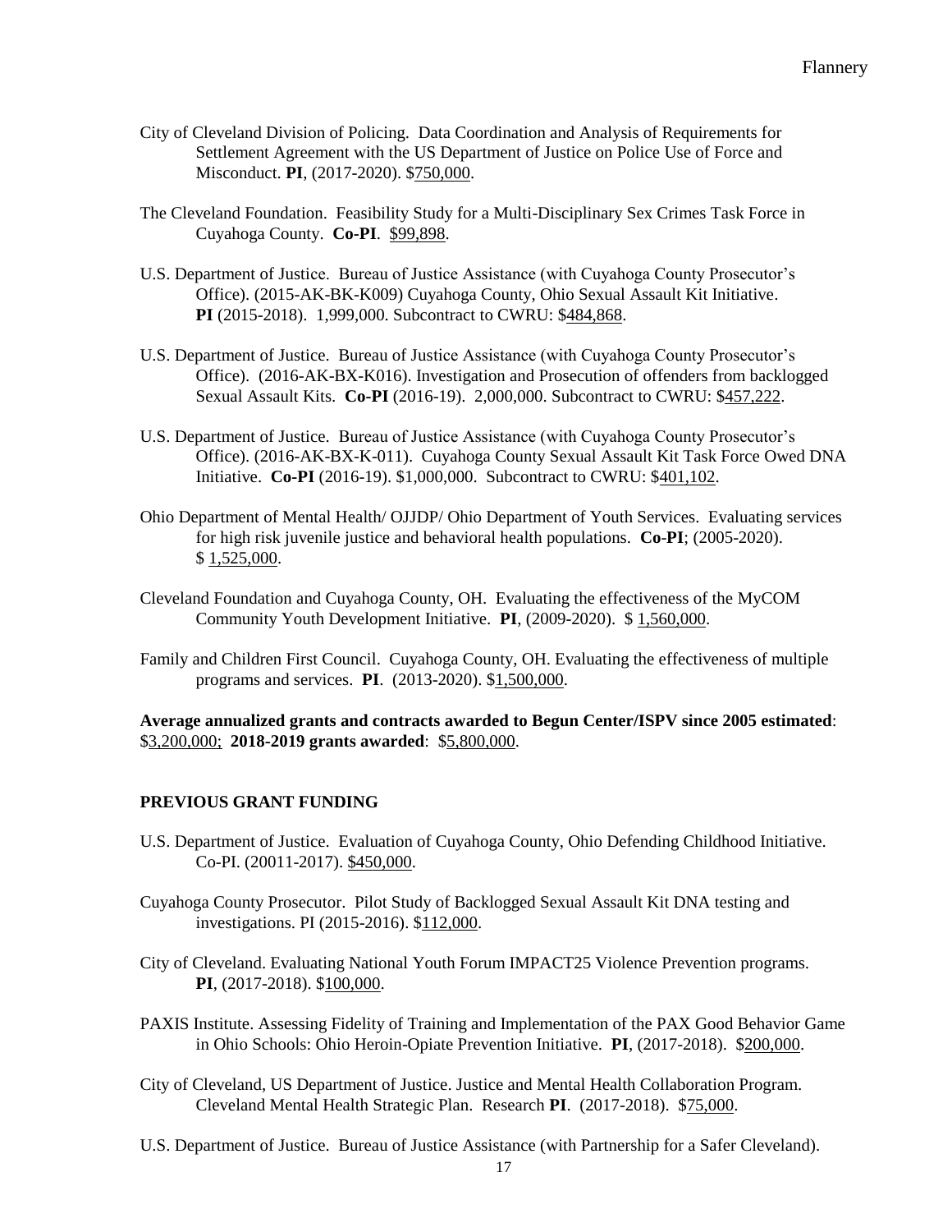City of Cleveland Division of Policing. Data Coordination and Analysis of Requirements for Settlement Agreement with the US Department of Justice on Police Use of Force and Misconduct. **PI**, (2017-2020). $750,000.

The Cleveland Foundation. Feasibility Study for a Multi-Disciplinary Sex Crimes Task Force in Cuyahoga County. **Co-PI**. $99,898.

U.S. Department of Justice. Bureau of Justice Assistance (with Cuyahoga County Prosecutor's Office). (2015-AK-BK-K009) Cuyahoga County, Ohio Sexual Assault Kit Initiative. **PI** (2015-2018). 1,999,000. Subcontract to CWRU: $484,868.

U.S. Department of Justice. Bureau of Justice Assistance (with Cuyahoga County Prosecutor's Office). (2016-AK-BX-K016). Investigation and Prosecution of offenders from backlogged Sexual Assault Kits. **Co-PI** (2016-19). 2,000,000. Subcontract to CWRU: $457,222.

U.S. Department of Justice. Bureau of Justice Assistance (with Cuyahoga County Prosecutor's Office). (2016-AK-BX-K-011). Cuyahoga County Sexual Assault Kit Task Force Owed DNA Initiative. **Co-PI** (2016-19). $1,000,000. Subcontract to CWRU: $401,102.

Ohio Department of Mental Health/ OJJDP/ Ohio Department of Youth Services. Evaluating services for high risk juvenile justice and behavioral health populations. **Co-PI**; (2005-2020). $ 1,525,000.

Cleveland Foundation and Cuyahoga County, OH. Evaluating the effectiveness of the MyCOM Community Youth Development Initiative. **PI**, (2009-2020). $ 1,560,000.

Family and Children First Council. Cuyahoga County, OH. Evaluating the effectiveness of multiple programs and services. **PI**. (2013-2020). $1,500,000.

**Average annualized grants and contracts awarded to Begun Center/ISPV since 2005 estimated**: $3,200,000; **2018-2019 grants awarded**: $5,800,000.

**PREVIOUS GRANT FUNDING**

U.S. Department of Justice. Evaluation of Cuyahoga County, Ohio Defending Childhood Initiative. Co-PI. (20011-2017). $450,000.

Cuyahoga County Prosecutor. Pilot Study of Backlogged Sexual Assault Kit DNA testing and investigations. PI (2015-2016). $112,000.

City of Cleveland. Evaluating National Youth Forum IMPACT25 Violence Prevention programs. **PI**, (2017-2018). $100,000.

PAXIS Institute. Assessing Fidelity of Training and Implementation of the PAX Good Behavior Game in Ohio Schools: Ohio Heroin-Opiate Prevention Initiative. **PI**, (2017-2018). $200,000.

City of Cleveland, US Department of Justice. Justice and Mental Health Collaboration Program. Cleveland Mental Health Strategic Plan. Research **PI**. (2017-2018). $75,000.

U.S. Department of Justice. Bureau of Justice Assistance (with Partnership for a Safer Cleveland).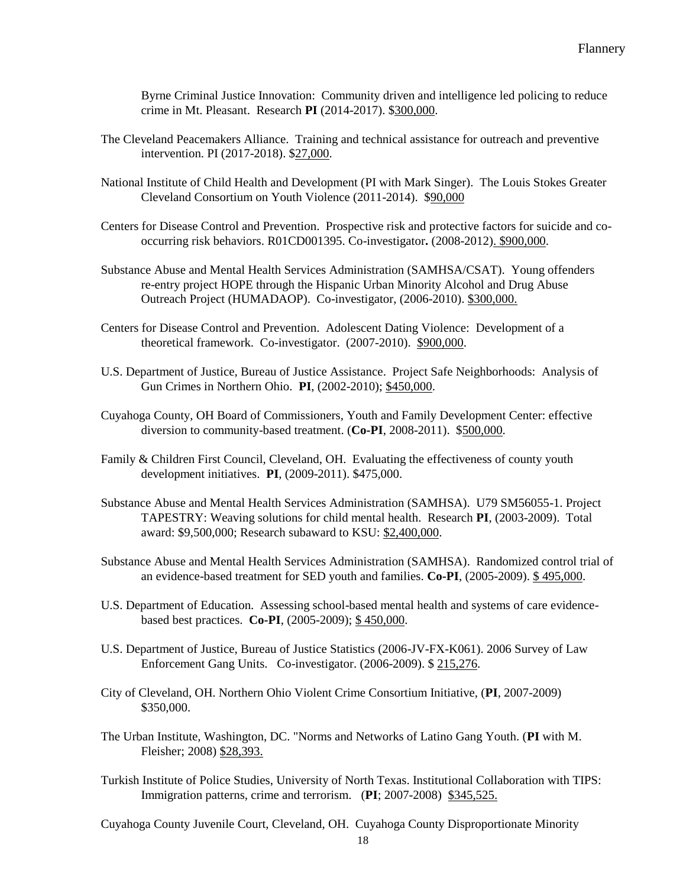Byrne Criminal Justice Innovation: Community driven and intelligence led policing to reduce crime in Mt. Pleasant. Research **PI** (2014-2017). $300,000.

The Cleveland Peacemakers Alliance. Training and technical assistance for outreach and preventive intervention. PI (2017-2018). $27,000.

National Institute of Child Health and Development (PI with Mark Singer). The Louis Stokes Greater Cleveland Consortium on Youth Violence (2011-2014). $90,000

Centers for Disease Control and Prevention. Prospective risk and protective factors for suicide and co-occurring risk behaviors. R01CD001395. Co-investigator**.** (2008-2012). $900,000.

Substance Abuse and Mental Health Services Administration (SAMHSA/CSAT). Young offenders re-entry project HOPE through the Hispanic Urban Minority Alcohol and Drug Abuse Outreach Project (HUMADAOP). Co-investigator, (2006-2010). $300,000.

Centers for Disease Control and Prevention. Adolescent Dating Violence: Development of a theoretical framework. Co-investigator. (2007-2010). $900,000.

U.S. Department of Justice, Bureau of Justice Assistance. Project Safe Neighborhoods: Analysis of Gun Crimes in Northern Ohio. **PI**, (2002-2010); $450,000.

Cuyahoga County, OH Board of Commissioners, Youth and Family Development Center: effective diversion to community-based treatment. (**Co-PI**, 2008-2011). $500,000.

Family & Children First Council, Cleveland, OH. Evaluating the effectiveness of county youth development initiatives. **PI**, (2009-2011). $475,000.

Substance Abuse and Mental Health Services Administration (SAMHSA). U79 SM56055-1. Project TAPESTRY: Weaving solutions for child mental health. Research **PI**, (2003-2009). Total award: $9,500,000; Research subaward to KSU: $2,400,000.

Substance Abuse and Mental Health Services Administration (SAMHSA). Randomized control trial of an evidence-based treatment for SED youth and families. **Co-PI**, (2005-2009). $ 495,000.

U.S. Department of Education. Assessing school-based mental health and systems of care evidence-based best practices. **Co-PI**, (2005-2009); $ 450,000.

U.S. Department of Justice, Bureau of Justice Statistics (2006-JV-FX-K061). 2006 Survey of Law Enforcement Gang Units. Co-investigator. (2006-2009). $ 215,276.

City of Cleveland, OH. Northern Ohio Violent Crime Consortium Initiative, (**PI**, 2007-2009) $350,000.

The Urban Institute, Washington, DC. "Norms and Networks of Latino Gang Youth. (**PI** with M. Fleisher; 2008) $28,393.

Turkish Institute of Police Studies, University of North Texas. Institutional Collaboration with TIPS: Immigration patterns, crime and terrorism. (**PI**; 2007-2008) $345,525.

Cuyahoga County Juvenile Court, Cleveland, OH. Cuyahoga County Disproportionate Minority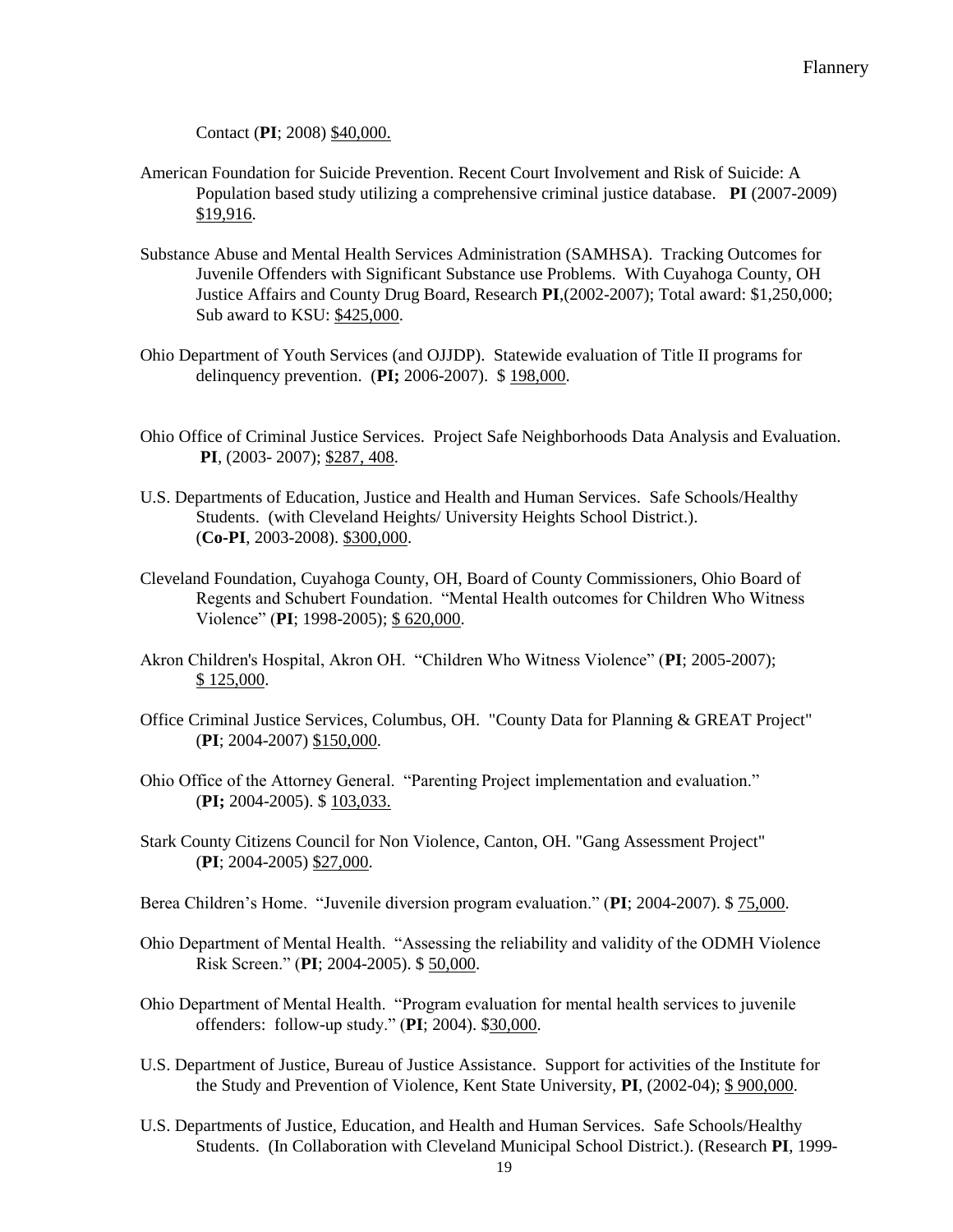Contact (**PI**; 2008) $40,000.

American Foundation for Suicide Prevention. Recent Court Involvement and Risk of Suicide: A Population based study utilizing a comprehensive criminal justice database. **PI** (2007-2009) $19,916.

Substance Abuse and Mental Health Services Administration (SAMHSA). Tracking Outcomes for Juvenile Offenders with Significant Substance use Problems. With Cuyahoga County, OH Justice Affairs and County Drug Board, Research **PI**,(2002-2007); Total award: $1,250,000; Sub award to KSU: $425,000.

Ohio Department of Youth Services (and OJJDP). Statewide evaluation of Title II programs for delinquency prevention. (**PI;** 2006-2007). $ 198,000.

Ohio Office of Criminal Justice Services. Project Safe Neighborhoods Data Analysis and Evaluation. **PI**, (2003- 2007); $287, 408.

U.S. Departments of Education, Justice and Health and Human Services. Safe Schools/Healthy Students. (with Cleveland Heights/ University Heights School District.). (**Co-PI**, 2003-2008). $300,000.

Cleveland Foundation, Cuyahoga County, OH, Board of County Commissioners, Ohio Board of Regents and Schubert Foundation. "Mental Health outcomes for Children Who Witness Violence" (**PI**; 1998-2005); $ 620,000.

Akron Children's Hospital, Akron OH. "Children Who Witness Violence" (**PI**; 2005-2007); $ 125,000.

Office Criminal Justice Services, Columbus, OH. "County Data for Planning & GREAT Project" (**PI**; 2004-2007) $150,000.

Ohio Office of the Attorney General. "Parenting Project implementation and evaluation." (**PI;** 2004-2005). $ 103,033.

Stark County Citizens Council for Non Violence, Canton, OH. "Gang Assessment Project" (**PI**; 2004-2005) $27,000.

Berea Children's Home. "Juvenile diversion program evaluation." (**PI**; 2004-2007). $ 75,000.

Ohio Department of Mental Health. "Assessing the reliability and validity of the ODMH Violence Risk Screen." (**PI**; 2004-2005). $ 50,000.

Ohio Department of Mental Health. "Program evaluation for mental health services to juvenile offenders: follow-up study." (**PI**; 2004). $30,000.

U.S. Department of Justice, Bureau of Justice Assistance. Support for activities of the Institute for the Study and Prevention of Violence, Kent State University, **PI**, (2002-04); $ 900,000.

U.S. Departments of Justice, Education, and Health and Human Services. Safe Schools/Healthy Students. (In Collaboration with Cleveland Municipal School District.). (Research **PI**, 1999-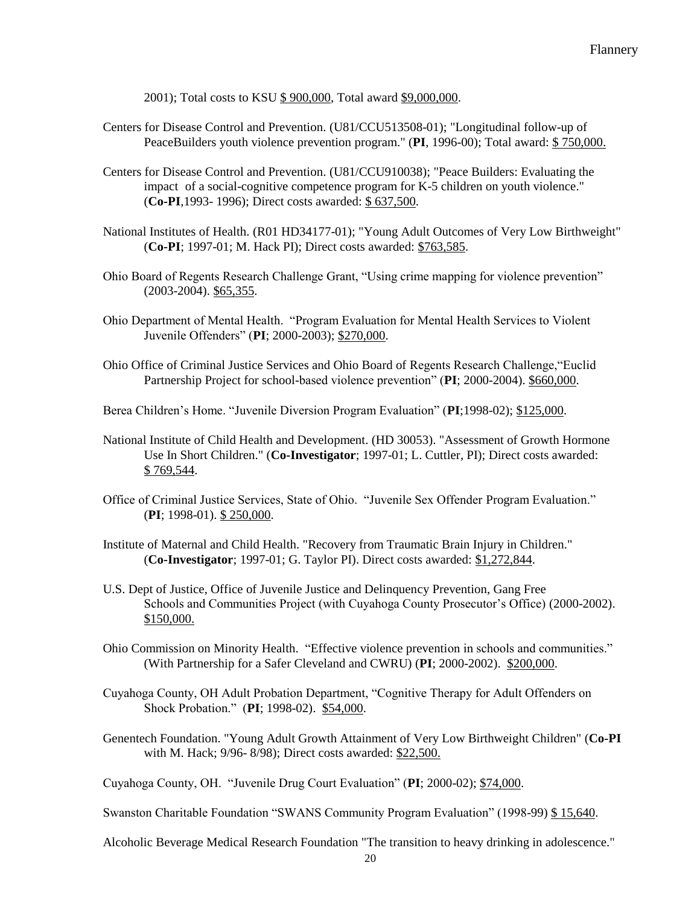2001); Total costs to KSU $ 900,000, Total award $9,000,000.

Centers for Disease Control and Prevention. (U81/CCU513508-01); "Longitudinal follow-up of PeaceBuilders youth violence prevention program." (**PI**, 1996-00); Total award: $ 750,000.

Centers for Disease Control and Prevention. (U81/CCU910038); "Peace Builders: Evaluating the impact of a social-cognitive competence program for K-5 children on youth violence." (**Co-PI**,1993- 1996); Direct costs awarded: $ 637,500.

National Institutes of Health. (R01 HD34177-01); "Young Adult Outcomes of Very Low Birthweight" (**Co-PI**; 1997-01; M. Hack PI); Direct costs awarded: $763,585.

Ohio Board of Regents Research Challenge Grant, "Using crime mapping for violence prevention" (2003-2004). $65,355.

Ohio Department of Mental Health. "Program Evaluation for Mental Health Services to Violent Juvenile Offenders" (**PI**; 2000-2003); $270,000.

Ohio Office of Criminal Justice Services and Ohio Board of Regents Research Challenge,"Euclid Partnership Project for school-based violence prevention" (**PI**; 2000-2004). $660,000.

Berea Children's Home. "Juvenile Diversion Program Evaluation" (**PI**;1998-02); $125,000.

National Institute of Child Health and Development. (HD 30053). "Assessment of Growth Hormone Use In Short Children." (**Co-Investigator**; 1997-01; L. Cuttler, PI); Direct costs awarded: $ 769,544.

Office of Criminal Justice Services, State of Ohio. "Juvenile Sex Offender Program Evaluation." (**PI**; 1998-01). $ 250,000.

Institute of Maternal and Child Health. "Recovery from Traumatic Brain Injury in Children." (**Co-Investigator**; 1997-01; G. Taylor PI). Direct costs awarded: $1,272,844.

U.S. Dept of Justice, Office of Juvenile Justice and Delinquency Prevention, Gang Free Schools and Communities Project (with Cuyahoga County Prosecutor's Office) (2000-2002). $150,000.

Ohio Commission on Minority Health. "Effective violence prevention in schools and communities." (With Partnership for a Safer Cleveland and CWRU) (**PI**; 2000-2002). $200,000.

Cuyahoga County, OH Adult Probation Department, "Cognitive Therapy for Adult Offenders on Shock Probation." (**PI**; 1998-02). $54,000.

Genentech Foundation. "Young Adult Growth Attainment of Very Low Birthweight Children" (**Co-PI** with M. Hack; 9/96- 8/98); Direct costs awarded: $22,500.

Cuyahoga County, OH. "Juvenile Drug Court Evaluation" (**PI**; 2000-02); $74,000.

Swanston Charitable Foundation "SWANS Community Program Evaluation" (1998-99) $ 15,640.

Alcoholic Beverage Medical Research Foundation "The transition to heavy drinking in adolescence."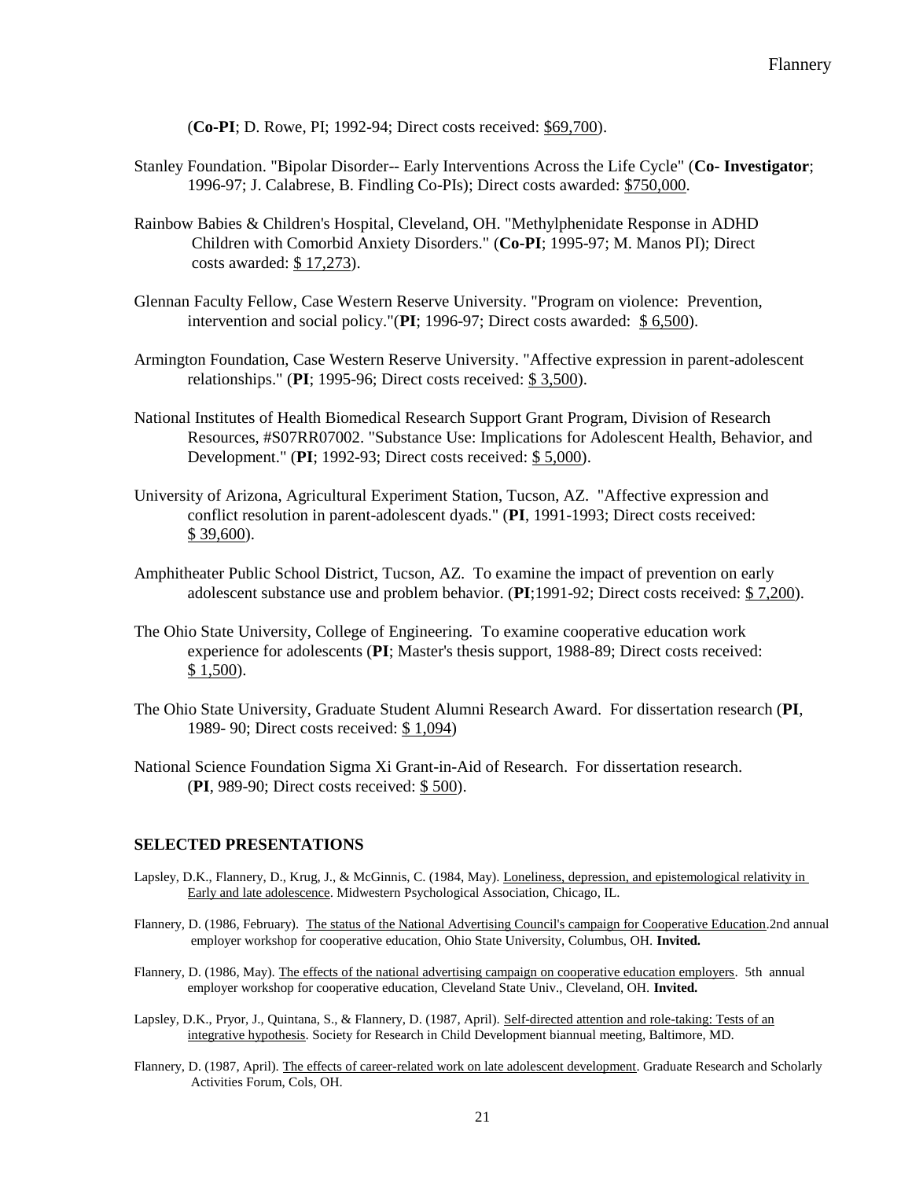(**Co-PI**; D. Rowe, PI; 1992-94; Direct costs received: $69,700).

Stanley Foundation. "Bipolar Disorder-- Early Interventions Across the Life Cycle" (**Co- Investigator**; 1996-97; J. Calabrese, B. Findling Co-PIs); Direct costs awarded: $750,000.

Rainbow Babies & Children's Hospital, Cleveland, OH. "Methylphenidate Response in ADHD Children with Comorbid Anxiety Disorders." (**Co-PI**; 1995-97; M. Manos PI); Direct costs awarded: $ 17,273).

Glennan Faculty Fellow, Case Western Reserve University. "Program on violence: Prevention, intervention and social policy."(**PI**; 1996-97; Direct costs awarded: $ 6,500).

Armington Foundation, Case Western Reserve University. "Affective expression in parent-adolescent relationships." (**PI**; 1995-96; Direct costs received: $ 3,500).

National Institutes of Health Biomedical Research Support Grant Program, Division of Research Resources, #S07RR07002. "Substance Use: Implications for Adolescent Health, Behavior, and Development." (**PI**; 1992-93; Direct costs received: $ 5,000).

University of Arizona, Agricultural Experiment Station, Tucson, AZ. "Affective expression and conflict resolution in parent-adolescent dyads." (**PI**, 1991-1993; Direct costs received: $ 39,600).

Amphitheater Public School District, Tucson, AZ. To examine the impact of prevention on early adolescent substance use and problem behavior. (**PI**;1991-92; Direct costs received: $ 7,200).

The Ohio State University, College of Engineering. To examine cooperative education work experience for adolescents (**PI**; Master's thesis support, 1988-89; Direct costs received: $ 1,500).

The Ohio State University, Graduate Student Alumni Research Award. For dissertation research (**PI**, 1989- 90; Direct costs received: $ 1,094)

National Science Foundation Sigma Xi Grant-in-Aid of Research. For dissertation research. (**PI**, 989-90; Direct costs received: $ 500).

## SELECTED PRESENTATIONS

Lapsley, D.K., Flannery, D., Krug, J., & McGinnis, C. (1984, May). Loneliness, depression, and epistemological relativity in Early and late adolescence. Midwestern Psychological Association, Chicago, IL.

Flannery, D. (1986, February). The status of the National Advertising Council's campaign for Cooperative Education.2nd annual employer workshop for cooperative education, Ohio State University, Columbus, OH. **Invited.**

Flannery, D. (1986, May). The effects of the national advertising campaign on cooperative education employers. 5th annual employer workshop for cooperative education, Cleveland State Univ., Cleveland, OH. **Invited.**

Lapsley, D.K., Pryor, J., Quintana, S., & Flannery, D. (1987, April). Self-directed attention and role-taking: Tests of an integrative hypothesis. Society for Research in Child Development biannual meeting, Baltimore, MD.

Flannery, D. (1987, April). The effects of career-related work on late adolescent development. Graduate Research and Scholarly Activities Forum, Cols, OH.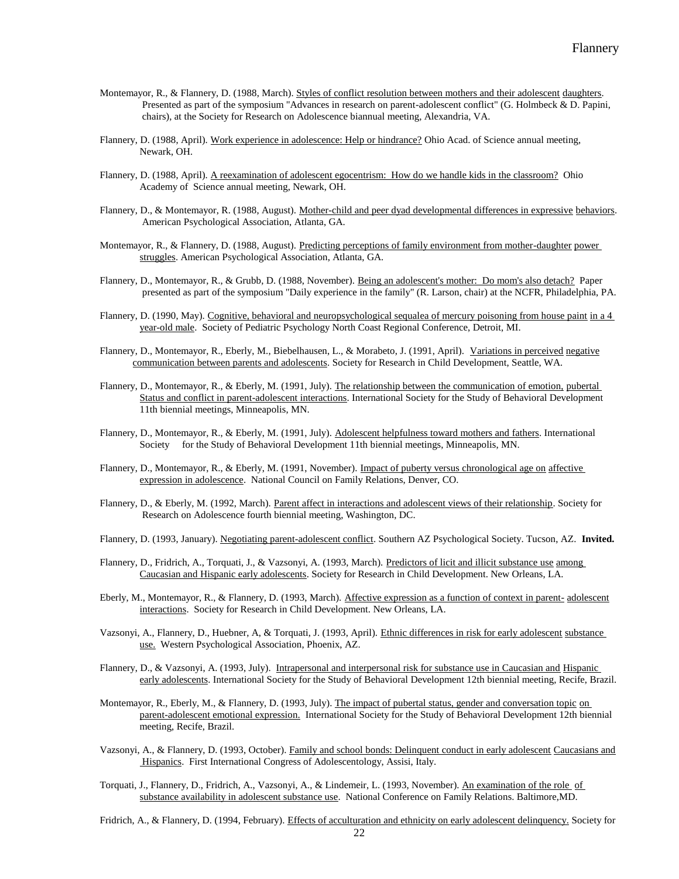Montemayor, R., & Flannery, D. (1988, March). Styles of conflict resolution between mothers and their adolescent daughters. Presented as part of the symposium "Advances in research on parent-adolescent conflict" (G. Holmbeck & D. Papini, chairs), at the Society for Research on Adolescence biannual meeting, Alexandria, VA.

Flannery, D. (1988, April). Work experience in adolescence: Help or hindrance? Ohio Acad. of Science annual meeting, Newark, OH.

Flannery, D. (1988, April). A reexamination of adolescent egocentrism: How do we handle kids in the classroom? Ohio Academy of Science annual meeting, Newark, OH.

Flannery, D., & Montemayor, R. (1988, August). Mother-child and peer dyad developmental differences in expressive behaviors. American Psychological Association, Atlanta, GA.

Montemayor, R., & Flannery, D. (1988, August). Predicting perceptions of family environment from mother-daughter power struggles. American Psychological Association, Atlanta, GA.

Flannery, D., Montemayor, R., & Grubb, D. (1988, November). Being an adolescent's mother: Do mom's also detach? Paper presented as part of the symposium "Daily experience in the family" (R. Larson, chair) at the NCFR, Philadelphia, PA.

Flannery, D. (1990, May). Cognitive, behavioral and neuropsychological sequalea of mercury poisoning from house paint in a 4 year-old male. Society of Pediatric Psychology North Coast Regional Conference, Detroit, MI.

Flannery, D., Montemayor, R., Eberly, M., Biebelhausen, L., & Morabeto, J. (1991, April). Variations in perceived negative communication between parents and adolescents. Society for Research in Child Development, Seattle, WA.

Flannery, D., Montemayor, R., & Eberly, M. (1991, July). The relationship between the communication of emotion, pubertal Status and conflict in parent-adolescent interactions. International Society for the Study of Behavioral Development 11th biennial meetings, Minneapolis, MN.

Flannery, D., Montemayor, R., & Eberly, M. (1991, July). Adolescent helpfulness toward mothers and fathers. International Society for the Study of Behavioral Development 11th biennial meetings, Minneapolis, MN.

Flannery, D., Montemayor, R., & Eberly, M. (1991, November). Impact of puberty versus chronological age on affective expression in adolescence. National Council on Family Relations, Denver, CO.

Flannery, D., & Eberly, M. (1992, March). Parent affect in interactions and adolescent views of their relationship. Society for Research on Adolescence fourth biennial meeting, Washington, DC.

Flannery, D. (1993, January). Negotiating parent-adolescent conflict. Southern AZ Psychological Society. Tucson, AZ. **Invited.**

Flannery, D., Fridrich, A., Torquati, J., & Vazsonyi, A. (1993, March). Predictors of licit and illicit substance use among Caucasian and Hispanic early adolescents. Society for Research in Child Development. New Orleans, LA.

Eberly, M., Montemayor, R., & Flannery, D. (1993, March). Affective expression as a function of context in parent- adolescent interactions. Society for Research in Child Development. New Orleans, LA.

Vazsonyi, A., Flannery, D., Huebner, A, & Torquati, J. (1993, April). Ethnic differences in risk for early adolescent substance use. Western Psychological Association, Phoenix, AZ.

Flannery, D., & Vazsonyi, A. (1993, July). Intrapersonal and interpersonal risk for substance use in Caucasian and Hispanic early adolescents. International Society for the Study of Behavioral Development 12th biennial meeting, Recife, Brazil.

Montemayor, R., Eberly, M., & Flannery, D. (1993, July). The impact of pubertal status, gender and conversation topic on parent-adolescent emotional expression. International Society for the Study of Behavioral Development 12th biennial meeting, Recife, Brazil.

Vazsonyi, A., & Flannery, D. (1993, October). Family and school bonds: Delinquent conduct in early adolescent Caucasians and Hispanics. First International Congress of Adolescentology, Assisi, Italy.

Torquati, J., Flannery, D., Fridrich, A., Vazsonyi, A., & Lindemeir, L. (1993, November). An examination of the role of substance availability in adolescent substance use. National Conference on Family Relations. Baltimore,MD.

Fridrich, A., & Flannery, D. (1994, February). Effects of acculturation and ethnicity on early adolescent delinquency. Society for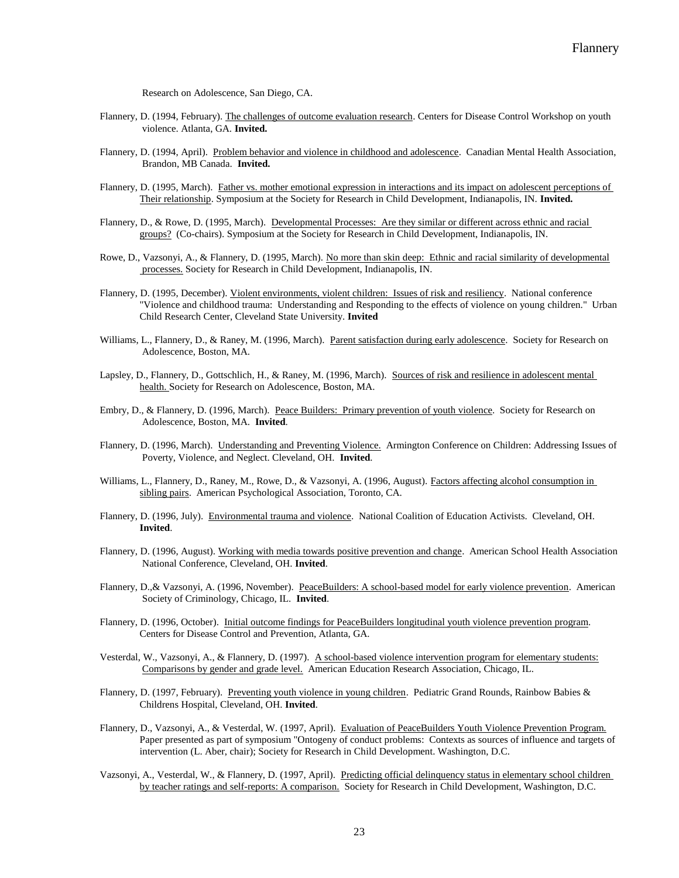Research on Adolescence, San Diego, CA.

Flannery, D. (1994, February). The challenges of outcome evaluation research. Centers for Disease Control Workshop on youth violence. Atlanta, GA. **Invited.**

Flannery, D. (1994, April). Problem behavior and violence in childhood and adolescence. Canadian Mental Health Association, Brandon, MB Canada. **Invited.**

Flannery, D. (1995, March). Father vs. mother emotional expression in interactions and its impact on adolescent perceptions of Their relationship. Symposium at the Society for Research in Child Development, Indianapolis, IN. **Invited.**

Flannery, D., & Rowe, D. (1995, March). Developmental Processes: Are they similar or different across ethnic and racial groups? (Co-chairs). Symposium at the Society for Research in Child Development, Indianapolis, IN.

Rowe, D., Vazsonyi, A., & Flannery, D. (1995, March). No more than skin deep: Ethnic and racial similarity of developmental processes. Society for Research in Child Development, Indianapolis, IN.

Flannery, D. (1995, December). Violent environments, violent children: Issues of risk and resiliency. National conference "Violence and childhood trauma: Understanding and Responding to the effects of violence on young children." Urban Child Research Center, Cleveland State University. **Invited**

Williams, L., Flannery, D., & Raney, M. (1996, March). Parent satisfaction during early adolescence. Society for Research on Adolescence, Boston, MA.

Lapsley, D., Flannery, D., Gottschlich, H., & Raney, M. (1996, March). Sources of risk and resilience in adolescent mental health. Society for Research on Adolescence, Boston, MA.

Embry, D., & Flannery, D. (1996, March). Peace Builders: Primary prevention of youth violence. Society for Research on Adolescence, Boston, MA. **Invited**.

Flannery, D. (1996, March). Understanding and Preventing Violence. Armington Conference on Children: Addressing Issues of Poverty, Violence, and Neglect. Cleveland, OH. **Invited**.

Williams, L., Flannery, D., Raney, M., Rowe, D., & Vazsonyi, A. (1996, August). Factors affecting alcohol consumption in sibling pairs. American Psychological Association, Toronto, CA.

Flannery, D. (1996, July). Environmental trauma and violence. National Coalition of Education Activists. Cleveland, OH. **Invited**.

Flannery, D. (1996, August). Working with media towards positive prevention and change. American School Health Association National Conference, Cleveland, OH. **Invited**.

Flannery, D.,& Vazsonyi, A. (1996, November). PeaceBuilders: A school-based model for early violence prevention. American Society of Criminology, Chicago, IL. **Invited**.

Flannery, D. (1996, October). Initial outcome findings for PeaceBuilders longitudinal youth violence prevention program. Centers for Disease Control and Prevention, Atlanta, GA.

Vesterdal, W., Vazsonyi, A., & Flannery, D. (1997). A school-based violence intervention program for elementary students: Comparisons by gender and grade level. American Education Research Association, Chicago, IL.

Flannery, D. (1997, February). Preventing youth violence in young children. Pediatric Grand Rounds, Rainbow Babies & Childrens Hospital, Cleveland, OH. **Invited**.

Flannery, D., Vazsonyi, A., & Vesterdal, W. (1997, April). Evaluation of PeaceBuilders Youth Violence Prevention Program. Paper presented as part of symposium "Ontogeny of conduct problems: Contexts as sources of influence and targets of intervention (L. Aber, chair); Society for Research in Child Development. Washington, D.C.

Vazsonyi, A., Vesterdal, W., & Flannery, D. (1997, April). Predicting official delinquency status in elementary school children by teacher ratings and self-reports: A comparison. Society for Research in Child Development, Washington, D.C.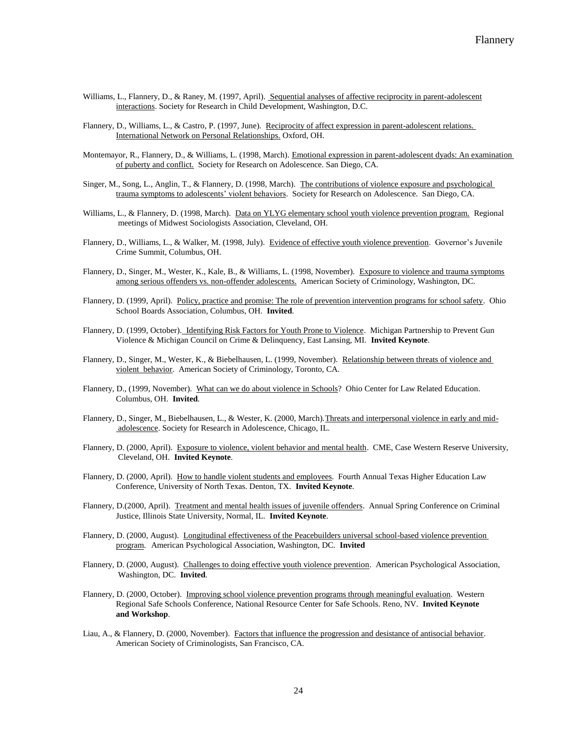Williams, L., Flannery, D., & Raney, M. (1997, April). Sequential analyses of affective reciprocity in parent-adolescent interactions. Society for Research in Child Development, Washington, D.C.

Flannery, D., Williams, L., & Castro, P. (1997, June). Reciprocity of affect expression in parent-adolescent relations. International Network on Personal Relationships. Oxford, OH.

Montemayor, R., Flannery, D., & Williams, L. (1998, March). Emotional expression in parent-adolescent dyads: An examination of puberty and conflict. Society for Research on Adolescence. San Diego, CA.

Singer, M., Song, L., Anglin, T., & Flannery, D. (1998, March). The contributions of violence exposure and psychological trauma symptoms to adolescents' violent behaviors. Society for Research on Adolescence. San Diego, CA.

Williams, L., & Flannery, D. (1998, March). Data on YLYG elementary school youth violence prevention program. Regional meetings of Midwest Sociologists Association, Cleveland, OH.

Flannery, D., Williams, L., & Walker, M. (1998, July). Evidence of effective youth violence prevention. Governor's Juvenile Crime Summit, Columbus, OH.

Flannery, D., Singer, M., Wester, K., Kale, B., & Williams, L. (1998, November). Exposure to violence and trauma symptoms among serious offenders vs. non-offender adolescents. American Society of Criminology, Washington, DC.

Flannery, D. (1999, April). Policy, practice and promise: The role of prevention intervention programs for school safety. Ohio School Boards Association, Columbus, OH. **Invited**.

Flannery, D. (1999, October). Identifying Risk Factors for Youth Prone to Violence. Michigan Partnership to Prevent Gun Violence & Michigan Council on Crime & Delinquency, East Lansing, MI. **Invited Keynote**.

Flannery, D., Singer, M., Wester, K., & Biebelhausen, L. (1999, November). Relationship between threats of violence and violent behavior. American Society of Criminology, Toronto, CA.

Flannery, D., (1999, November). What can we do about violence in Schools? Ohio Center for Law Related Education. Columbus, OH. **Invited**.

Flannery, D., Singer, M., Biebelhausen, L., & Wester, K. (2000, March). Threats and interpersonal violence in early and mid-adolescence. Society for Research in Adolescence, Chicago, IL.

Flannery, D. (2000, April). Exposure to violence, violent behavior and mental health. CME, Case Western Reserve University, Cleveland, OH. **Invited Keynote**.

Flannery, D. (2000, April). How to handle violent students and employees. Fourth Annual Texas Higher Education Law Conference, University of North Texas. Denton, TX. **Invited Keynote**.

Flannery, D.(2000, April). Treatment and mental health issues of juvenile offenders. Annual Spring Conference on Criminal Justice, Illinois State University, Normal, IL. **Invited Keynote**.

Flannery, D. (2000, August). Longitudinal effectiveness of the Peacebuilders universal school-based violence prevention program. American Psychological Association, Washington, DC. **Invited**

Flannery, D. (2000, August). Challenges to doing effective youth violence prevention. American Psychological Association, Washington, DC. **Invited**.

Flannery, D. (2000, October). Improving school violence prevention programs through meaningful evaluation. Western Regional Safe Schools Conference, National Resource Center for Safe Schools. Reno, NV. **Invited Keynote and Workshop**.

Liau, A., & Flannery, D. (2000, November). Factors that influence the progression and desistance of antisocial behavior. American Society of Criminologists, San Francisco, CA.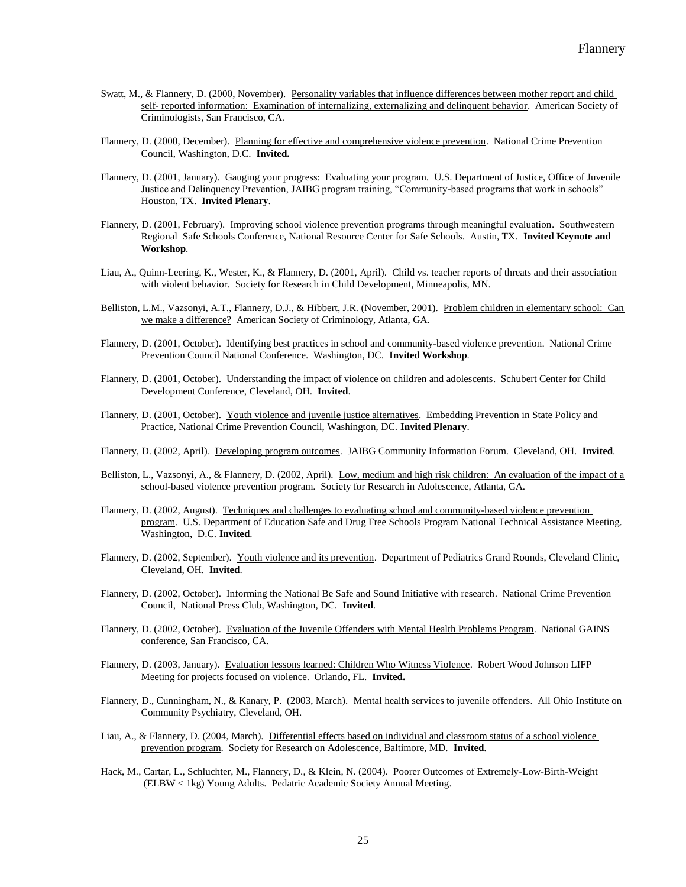Swatt, M., & Flannery, D. (2000, November). Personality variables that influence differences between mother report and child self- reported information: Examination of internalizing, externalizing and delinquent behavior. American Society of Criminologists, San Francisco, CA.

Flannery, D. (2000, December). Planning for effective and comprehensive violence prevention. National Crime Prevention Council, Washington, D.C. **Invited.**

Flannery, D. (2001, January). Gauging your progress: Evaluating your program. U.S. Department of Justice, Office of Juvenile Justice and Delinquency Prevention, JAIBG program training, "Community-based programs that work in schools" Houston, TX. **Invited Plenary**.

Flannery, D. (2001, February). Improving school violence prevention programs through meaningful evaluation. Southwestern Regional Safe Schools Conference, National Resource Center for Safe Schools. Austin, TX. **Invited Keynote and Workshop**.

Liau, A., Quinn-Leering, K., Wester, K., & Flannery, D. (2001, April). Child vs. teacher reports of threats and their association with violent behavior. Society for Research in Child Development, Minneapolis, MN.

Belliston, L.M., Vazsonyi, A.T., Flannery, D.J., & Hibbert, J.R. (November, 2001). Problem children in elementary school: Can we make a difference? American Society of Criminology, Atlanta, GA.

Flannery, D. (2001, October). Identifying best practices in school and community-based violence prevention. National Crime Prevention Council National Conference. Washington, DC. **Invited Workshop**.

Flannery, D. (2001, October). Understanding the impact of violence on children and adolescents. Schubert Center for Child Development Conference, Cleveland, OH. **Invited**.

Flannery, D. (2001, October). Youth violence and juvenile justice alternatives. Embedding Prevention in State Policy and Practice, National Crime Prevention Council, Washington, DC. **Invited Plenary**.

Flannery, D. (2002, April). Developing program outcomes. JAIBG Community Information Forum. Cleveland, OH. **Invited**.

Belliston, L., Vazsonyi, A., & Flannery, D. (2002, April). Low, medium and high risk children: An evaluation of the impact of a school-based violence prevention program. Society for Research in Adolescence, Atlanta, GA.

Flannery, D. (2002, August). Techniques and challenges to evaluating school and community-based violence prevention program. U.S. Department of Education Safe and Drug Free Schools Program National Technical Assistance Meeting. Washington, D.C. **Invited**.

Flannery, D. (2002, September). Youth violence and its prevention. Department of Pediatrics Grand Rounds, Cleveland Clinic, Cleveland, OH. **Invited**.

Flannery, D. (2002, October). Informing the National Be Safe and Sound Initiative with research. National Crime Prevention Council, National Press Club, Washington, DC. **Invited**.

Flannery, D. (2002, October). Evaluation of the Juvenile Offenders with Mental Health Problems Program. National GAINS conference, San Francisco, CA.

Flannery, D. (2003, January). Evaluation lessons learned: Children Who Witness Violence. Robert Wood Johnson LIFP Meeting for projects focused on violence. Orlando, FL. **Invited.**

Flannery, D., Cunningham, N., & Kanary, P. (2003, March). Mental health services to juvenile offenders. All Ohio Institute on Community Psychiatry, Cleveland, OH.

Liau, A., & Flannery, D. (2004, March). Differential effects based on individual and classroom status of a school violence prevention program. Society for Research on Adolescence, Baltimore, MD. **Invited**.

Hack, M., Cartar, L., Schluchter, M., Flannery, D., & Klein, N. (2004). Poorer Outcomes of Extremely-Low-Birth-Weight (ELBW < 1kg) Young Adults. Pedatric Academic Society Annual Meeting.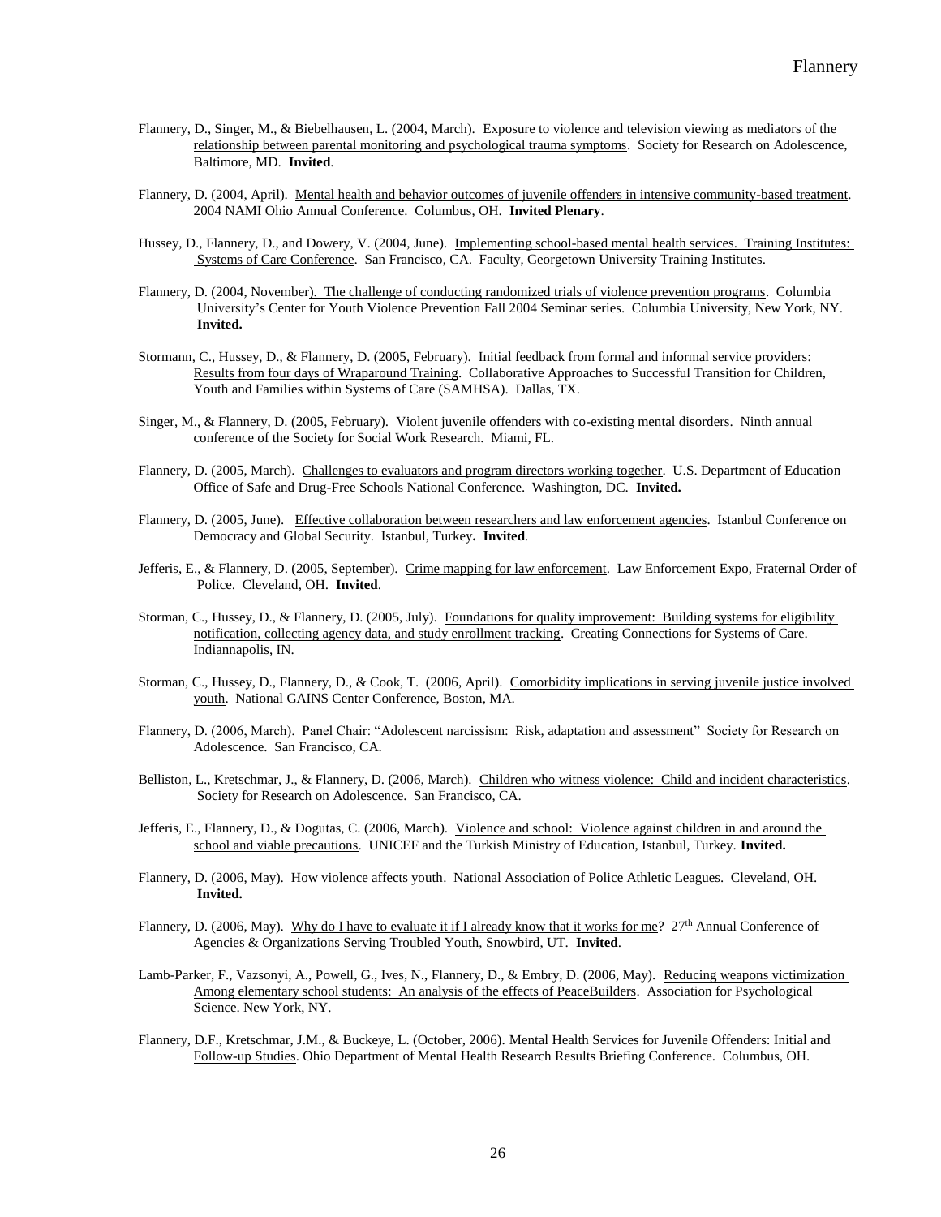Flannery, D., Singer, M., & Biebelhausen, L. (2004, March). <u>Exposure to violence and television viewing as mediators of the relationship between parental monitoring and psychological trauma symptoms</u>. Society for Research on Adolescence, Baltimore, MD. **Invited**.

Flannery, D. (2004, April). <u>Mental health and behavior outcomes of juvenile offenders in intensive community-based treatment</u>. 2004 NAMI Ohio Annual Conference. Columbus, OH. **Invited Plenary**.

Hussey, D., Flannery, D., and Dowery, V. (2004, June). <u>Implementing school-based mental health services. Training Institutes: Systems of Care Conference</u>. San Francisco, CA. Faculty, Georgetown University Training Institutes.

Flannery, D. (2004, November). <u>The challenge of conducting randomized trials of violence prevention programs</u>. Columbia University's Center for Youth Violence Prevention Fall 2004 Seminar series. Columbia University, New York, NY. **Invited.**

Stormann, C., Hussey, D., & Flannery, D. (2005, February). <u>Initial feedback from formal and informal service providers: Results from four days of Wraparound Training</u>. Collaborative Approaches to Successful Transition for Children, Youth and Families within Systems of Care (SAMHSA). Dallas, TX.

Singer, M., & Flannery, D. (2005, February). <u>Violent juvenile offenders with co-existing mental disorders</u>. Ninth annual conference of the Society for Social Work Research. Miami, FL.

Flannery, D. (2005, March). <u>Challenges to evaluators and program directors working together</u>. U.S. Department of Education Office of Safe and Drug-Free Schools National Conference. Washington, DC. **Invited.**

Flannery, D. (2005, June). <u>Effective collaboration between researchers and law enforcement agencies</u>. Istanbul Conference on Democracy and Global Security. Istanbul, Turkey**. Invited**.

Jefferis, E., & Flannery, D. (2005, September). <u>Crime mapping for law enforcement</u>. Law Enforcement Expo, Fraternal Order of Police. Cleveland, OH. **Invited**.

Storman, C., Hussey, D., & Flannery, D. (2005, July). <u>Foundations for quality improvement: Building systems for eligibility notification, collecting agency data, and study enrollment tracking</u>. Creating Connections for Systems of Care. Indiannapolis, IN.

Storman, C., Hussey, D., Flannery, D., & Cook, T. (2006, April). <u>Comorbidity implications in serving juvenile justice involved youth</u>. National GAINS Center Conference, Boston, MA.

Flannery, D. (2006, March). Panel Chair: "<u>Adolescent narcissism: Risk, adaptation and assessment</u>" Society for Research on Adolescence. San Francisco, CA.

Belliston, L., Kretschmar, J., & Flannery, D. (2006, March). <u>Children who witness violence: Child and incident characteristics</u>. Society for Research on Adolescence. San Francisco, CA.

Jefferis, E., Flannery, D., & Dogutas, C. (2006, March). <u>Violence and school: Violence against children in and around the school and viable precautions</u>. UNICEF and the Turkish Ministry of Education, Istanbul, Turkey. **Invited.**

Flannery, D. (2006, May). <u>How violence affects youth</u>. National Association of Police Athletic Leagues. Cleveland, OH. **Invited.**

Flannery, D. (2006, May). <u>Why do I have to evaluate it if I already know that it works for me</u>? 27th Annual Conference of Agencies & Organizations Serving Troubled Youth, Snowbird, UT. **Invited**.

Lamb-Parker, F., Vazsonyi, A., Powell, G., Ives, N., Flannery, D., & Embry, D. (2006, May). <u>Reducing weapons victimization Among elementary school students: An analysis of the effects of PeaceBuilders</u>. Association for Psychological Science. New York, NY.

Flannery, D.F., Kretschmar, J.M., & Buckeye, L. (October, 2006). <u>Mental Health Services for Juvenile Offenders: Initial and Follow-up Studies</u>. Ohio Department of Mental Health Research Results Briefing Conference. Columbus, OH.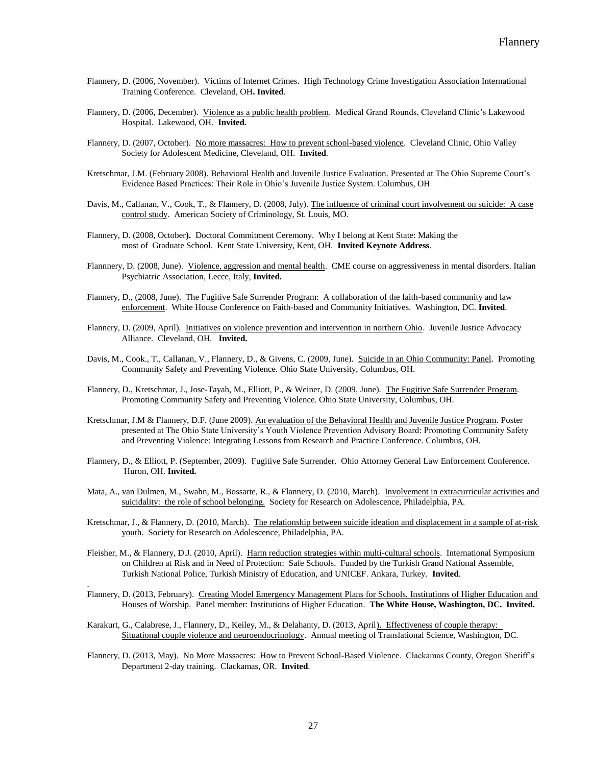Flannery, D. (2006, November). Victims of Internet Crimes. High Technology Crime Investigation Association International Training Conference. Cleveland, OH**. Invited**.

Flannery, D. (2006, December). Violence as a public health problem. Medical Grand Rounds, Cleveland Clinic's Lakewood Hospital. Lakewood, OH. **Invited.**

Flannery, D. (2007, October). No more massacres: How to prevent school-based violence. Cleveland Clinic, Ohio Valley Society for Adolescent Medicine, Cleveland, OH. **Invited**.

Kretschmar, J.M. (February 2008). Behavioral Health and Juvenile Justice Evaluation. Presented at The Ohio Supreme Court's Evidence Based Practices: Their Role in Ohio's Juvenile Justice System. Columbus, OH

Davis, M., Callanan, V., Cook, T., & Flannery, D. (2008, July). The influence of criminal court involvement on suicide: A case control study. American Society of Criminology, St. Louis, MO.

Flannery, D. (2008, October**).** Doctoral Commitment Ceremony. Why I belong at Kent State: Making the most of Graduate School. Kent State University, Kent, OH. **Invited Keynote Address**.

Flannnery, D. (2008, June). Violence, aggression and mental health. CME course on aggressiveness in mental disorders. Italian Psychiatric Association, Lecce, Italy, **Invited.**

Flannery, D., (2008, June). The Fugitive Safe Surrender Program: A collaboration of the faith-based community and law enforcement. White House Conference on Faith-based and Community Initiatives. Washington, DC. **Invited**.

Flannery, D. (2009, April). Initiatives on violence prevention and intervention in northern Ohio. Juvenile Justice Advocacy Alliance. Cleveland, OH. **Invited.**

Davis, M., Cook., T., Callanan, V., Flannery, D., & Givens, C. (2009, June). Suicide in an Ohio Community: Panel. Promoting Community Safety and Preventing Violence. Ohio State University, Columbus, OH.

Flannery, D., Kretschmar, J., Jose-Tayah, M., Elliott, P., & Weiner, D. (2009, June). The Fugitive Safe Surrender Program. Promoting Community Safety and Preventing Violence. Ohio State University, Columbus, OH.

Kretschmar, J.M & Flannery, D.F. (June 2009). An evaluation of the Behavioral Health and Juvenile Justice Program. Poster presented at The Ohio State University's Youth Violence Prevention Advisory Board: Promoting Community Safety and Preventing Violence: Integrating Lessons from Research and Practice Conference. Columbus, OH.

Flannery, D., & Elliott, P. (September, 2009). Fugitive Safe Surrender. Ohio Attorney General Law Enforcement Conference. Huron, OH. **Invited.**

Mata, A., van Dulmen, M., Swahn, M., Bossarte, R., & Flannery, D. (2010, March). Involvement in extracurricular activities and suicidality: the role of school belonging. Society for Research on Adolescence, Philadelphia, PA.

Kretschmar, J., & Flannery, D. (2010, March). The relationship between suicide ideation and displacement in a sample of at-risk youth. Society for Research on Adolescence, Philadelphia, PA.

Fleisher, M., & Flannery, D.J. (2010, April). Harm reduction strategies within multi-cultural schools. International Symposium on Children at Risk and in Need of Protection: Safe Schools. Funded by the Turkish Grand National Assemble, Turkish National Police, Turkish Ministry of Education, and UNICEF. Ankara, Turkey. **Invited**.

Flannery, D. (2013, February). Creating Model Emergency Management Plans for Schools, Institutions of Higher Education and Houses of Worship. Panel member: Institutions of Higher Education. **The White House, Washington, DC. Invited.**

Karakurt, G., Calabrese, J., Flannery, D., Keiley, M., & Delahanty, D. (2013, April). Effectiveness of couple therapy: Situational couple violence and neuroendocrinology. Annual meeting of Translational Science, Washington, DC.

Flannery, D. (2013, May). No More Massacres: How to Prevent School-Based Violence. Clackamas County, Oregon Sheriff's Department 2-day training. Clackamas, OR. **Invited**.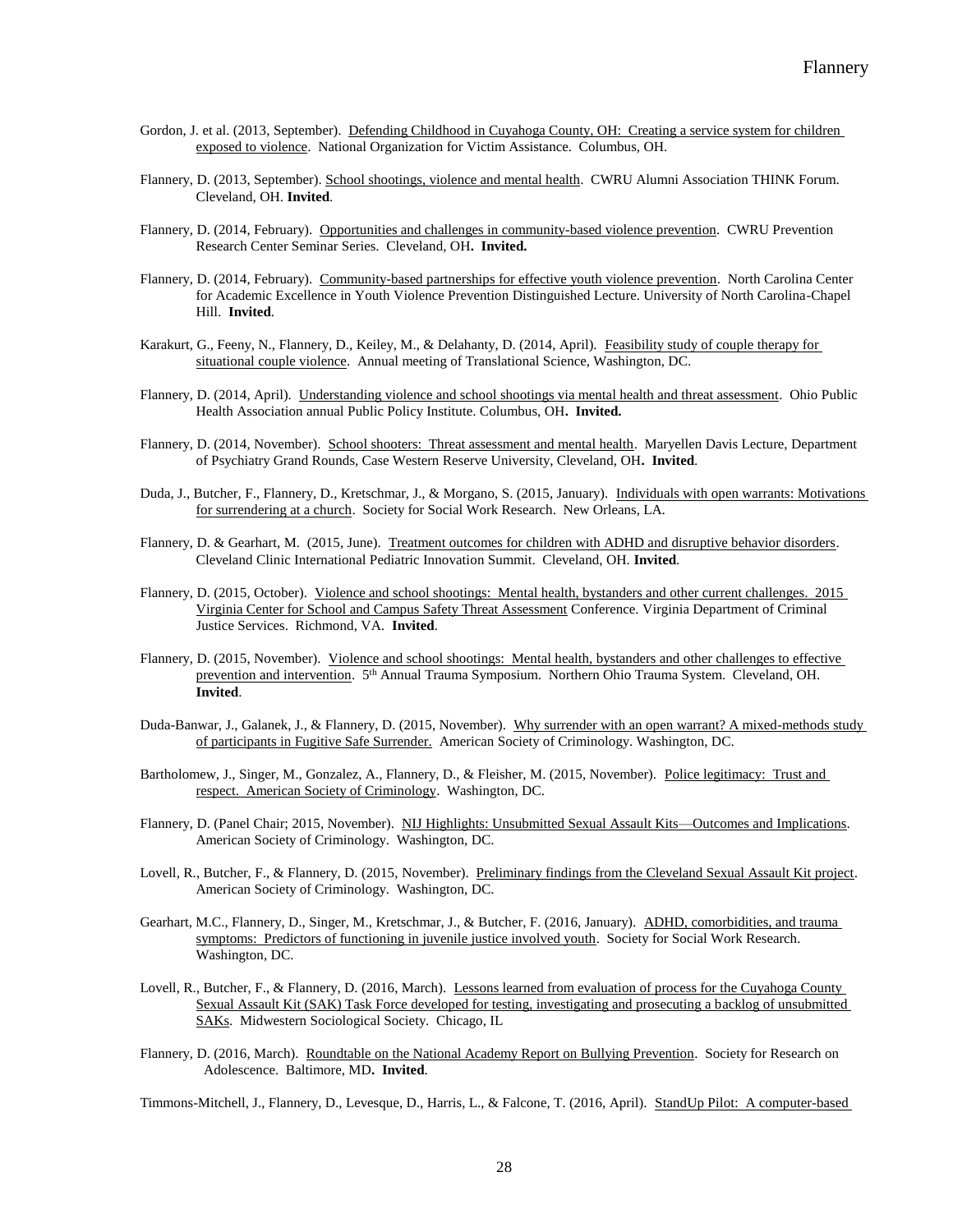Gordon, J. et al. (2013, September). <u>Defending Childhood in Cuyahoga County, OH: Creating a service system for children exposed to violence</u>. National Organization for Victim Assistance. Columbus, OH.

Flannery, D. (2013, September). <u>School shootings, violence and mental health</u>. CWRU Alumni Association THINK Forum. Cleveland, OH. **Invited**.

Flannery, D. (2014, February). <u>Opportunities and challenges in community-based violence prevention</u>. CWRU Prevention Research Center Seminar Series. Cleveland, OH**. Invited.**

Flannery, D. (2014, February). <u>Community-based partnerships for effective youth violence prevention</u>. North Carolina Center for Academic Excellence in Youth Violence Prevention Distinguished Lecture. University of North Carolina-Chapel Hill. **Invited**.

Karakurt, G., Feeny, N., Flannery, D., Keiley, M., & Delahanty, D. (2014, April). <u>Feasibility study of couple therapy for situational couple violence</u>. Annual meeting of Translational Science, Washington, DC.

Flannery, D. (2014, April). <u>Understanding violence and school shootings via mental health and threat assessment</u>. Ohio Public Health Association annual Public Policy Institute. Columbus, OH**. Invited.**

Flannery, D. (2014, November). <u>School shooters: Threat assessment and mental health</u>. Maryellen Davis Lecture, Department of Psychiatry Grand Rounds, Case Western Reserve University, Cleveland, OH**. Invited**.

Duda, J., Butcher, F., Flannery, D., Kretschmar, J., & Morgano, S. (2015, January). <u>Individuals with open warrants: Motivations for surrendering at a church</u>. Society for Social Work Research. New Orleans, LA.

Flannery, D. & Gearhart, M. (2015, June). <u>Treatment outcomes for children with ADHD and disruptive behavior disorders</u>. Cleveland Clinic International Pediatric Innovation Summit. Cleveland, OH. **Invited**.

Flannery, D. (2015, October). <u>Violence and school shootings: Mental health, bystanders and other current challenges. 2015 Virginia Center for School and Campus Safety Threat Assessment</u> Conference. Virginia Department of Criminal Justice Services. Richmond, VA. **Invited**.

Flannery, D. (2015, November). <u>Violence and school shootings: Mental health, bystanders and other challenges to effective prevention and intervention</u>. 5th Annual Trauma Symposium. Northern Ohio Trauma System. Cleveland, OH. **Invited**.

Duda-Banwar, J., Galanek, J., & Flannery, D. (2015, November). <u>Why surrender with an open warrant? A mixed-methods study of participants in Fugitive Safe Surrender.</u> American Society of Criminology. Washington, DC.

Bartholomew, J., Singer, M., Gonzalez, A., Flannery, D., & Fleisher, M. (2015, November). <u>Police legitimacy: Trust and respect. American Society of Criminology</u>. Washington, DC.

Flannery, D. (Panel Chair; 2015, November). <u>NIJ Highlights: Unsubmitted Sexual Assault Kits—Outcomes and Implications</u>. American Society of Criminology. Washington, DC.

Lovell, R., Butcher, F., & Flannery, D. (2015, November). <u>Preliminary findings from the Cleveland Sexual Assault Kit project</u>. American Society of Criminology. Washington, DC.

Gearhart, M.C., Flannery, D., Singer, M., Kretschmar, J., & Butcher, F. (2016, January). <u>ADHD, comorbidities, and trauma symptoms: Predictors of functioning in juvenile justice involved youth</u>. Society for Social Work Research. Washington, DC.

Lovell, R., Butcher, F., & Flannery, D. (2016, March). <u>Lessons learned from evaluation of process for the Cuyahoga County Sexual Assault Kit (SAK) Task Force developed for testing, investigating and prosecuting a backlog of unsubmitted SAKs</u>. Midwestern Sociological Society. Chicago, IL

Flannery, D. (2016, March). <u>Roundtable on the National Academy Report on Bullying Prevention</u>. Society for Research on Adolescence. Baltimore, MD**. Invited**.

Timmons-Mitchell, J., Flannery, D., Levesque, D., Harris, L., & Falcone, T. (2016, April). <u>StandUp Pilot: A computer-based</u>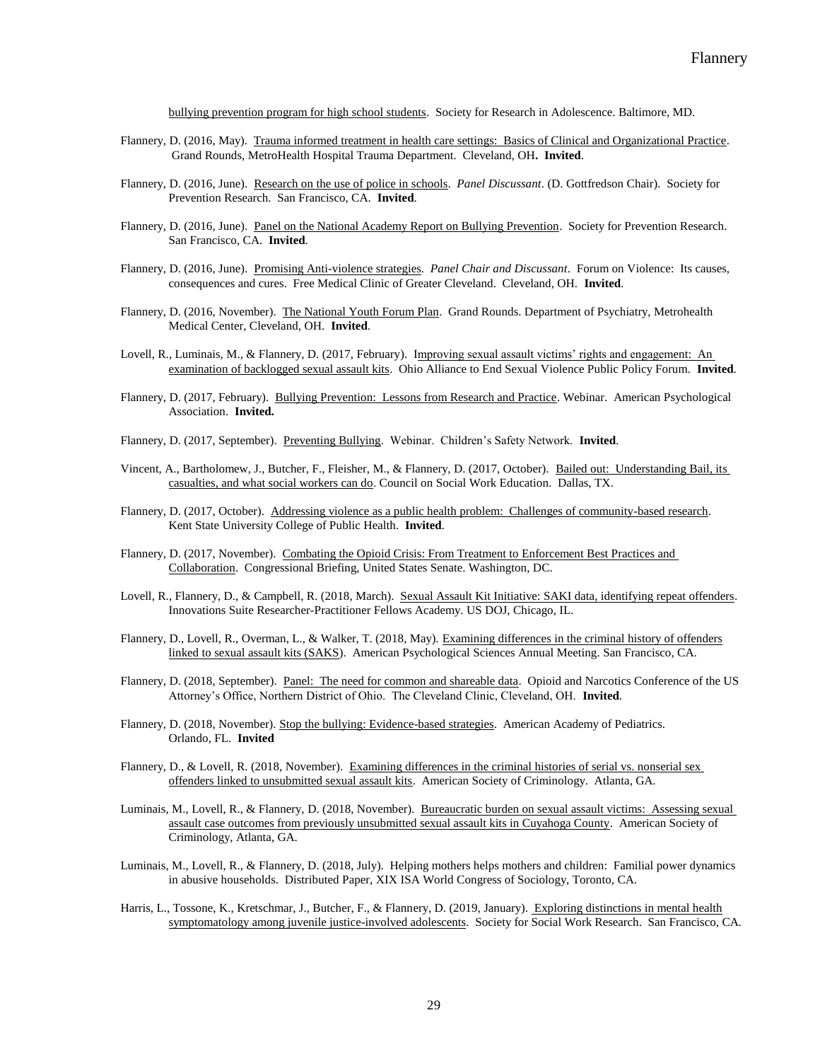bullying prevention program for high school students. Society for Research in Adolescence. Baltimore, MD.

Flannery, D. (2016, May). Trauma informed treatment in health care settings: Basics of Clinical and Organizational Practice. Grand Rounds, MetroHealth Hospital Trauma Department. Cleveland, OH**. Invited**.

Flannery, D. (2016, June). Research on the use of police in schools. *Panel Discussant*. (D. Gottfredson Chair). Society for Prevention Research. San Francisco, CA. **Invited**.

Flannery, D. (2016, June). Panel on the National Academy Report on Bullying Prevention. Society for Prevention Research. San Francisco, CA. **Invited**.

Flannery, D. (2016, June). Promising Anti-violence strategies. *Panel Chair and Discussant*. Forum on Violence: Its causes, consequences and cures. Free Medical Clinic of Greater Cleveland. Cleveland, OH. **Invited**.

Flannery, D. (2016, November). The National Youth Forum Plan. Grand Rounds. Department of Psychiatry, Metrohealth Medical Center, Cleveland, OH. **Invited**.

Lovell, R., Luminais, M., & Flannery, D. (2017, February). Improving sexual assault victims' rights and engagement: An examination of backlogged sexual assault kits. Ohio Alliance to End Sexual Violence Public Policy Forum. **Invited**.

Flannery, D. (2017, February). Bullying Prevention: Lessons from Research and Practice. Webinar. American Psychological Association. **Invited.**

Flannery, D. (2017, September). Preventing Bullying. Webinar. Children's Safety Network. **Invited**.

Vincent, A., Bartholomew, J., Butcher, F., Fleisher, M., & Flannery, D. (2017, October). Bailed out: Understanding Bail, its casualties, and what social workers can do. Council on Social Work Education. Dallas, TX.

Flannery, D. (2017, October). Addressing violence as a public health problem: Challenges of community-based research. Kent State University College of Public Health. **Invited**.

Flannery, D. (2017, November). Combating the Opioid Crisis: From Treatment to Enforcement Best Practices and Collaboration. Congressional Briefing, United States Senate. Washington, DC.

Lovell, R., Flannery, D., & Campbell, R. (2018, March). Sexual Assault Kit Initiative: SAKI data, identifying repeat offenders. Innovations Suite Researcher-Practitioner Fellows Academy. US DOJ, Chicago, IL.

Flannery, D., Lovell, R., Overman, L., & Walker, T. (2018, May). Examining differences in the criminal history of offenders linked to sexual assault kits (SAKS). American Psychological Sciences Annual Meeting. San Francisco, CA.

Flannery, D. (2018, September). Panel: The need for common and shareable data. Opioid and Narcotics Conference of the US Attorney's Office, Northern District of Ohio. The Cleveland Clinic, Cleveland, OH. **Invited**.

Flannery, D. (2018, November). Stop the bullying: Evidence-based strategies. American Academy of Pediatrics. Orlando, FL. **Invited**

Flannery, D., & Lovell, R. (2018, November). Examining differences in the criminal histories of serial vs. nonserial sex offenders linked to unsubmitted sexual assault kits. American Society of Criminology. Atlanta, GA.

Luminais, M., Lovell, R., & Flannery, D. (2018, November). Bureaucratic burden on sexual assault victims: Assessing sexual assault case outcomes from previously unsubmitted sexual assault kits in Cuyahoga County. American Society of Criminology, Atlanta, GA.

Luminais, M., Lovell, R., & Flannery, D. (2018, July). Helping mothers helps mothers and children: Familial power dynamics in abusive households. Distributed Paper, XIX ISA World Congress of Sociology, Toronto, CA.

Harris, L., Tossone, K., Kretschmar, J., Butcher, F., & Flannery, D. (2019, January). Exploring distinctions in mental health symptomatology among juvenile justice-involved adolescents. Society for Social Work Research. San Francisco, CA.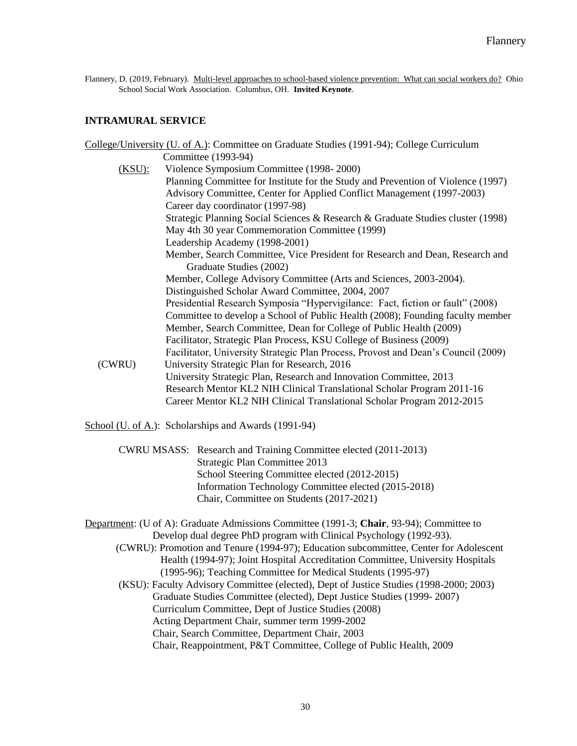Flannery, D. (2019, February). Multi-level approaches to school-based violence prevention: What can social workers do? Ohio School Social Work Association. Columbus, OH. **Invited Keynote**.

## INTRAMURAL SERVICE

College/University (U. of A.): Committee on Graduate Studies (1991-94); College Curriculum Committee (1993-94)

(KSU): Violence Symposium Committee (1998- 2000)
Planning Committee for Institute for the Study and Prevention of Violence (1997)
Advisory Committee, Center for Applied Conflict Management (1997-2003)
Career day coordinator (1997-98)
Strategic Planning Social Sciences & Research & Graduate Studies cluster (1998)
May 4th 30 year Commemoration Committee (1999)
Leadership Academy (1998-2001)
Member, Search Committee, Vice President for Research and Dean, Research and Graduate Studies (2002)
Member, College Advisory Committee (Arts and Sciences, 2003-2004).
Distinguished Scholar Award Committee, 2004, 2007
Presidential Research Symposia "Hypervigilance: Fact, fiction or fault" (2008)
Committee to develop a School of Public Health (2008); Founding faculty member
Member, Search Committee, Dean for College of Public Health (2009)
Facilitator, Strategic Plan Process, KSU College of Business (2009)
Facilitator, University Strategic Plan Process, Provost and Dean's Council (2009)

(CWRU) University Strategic Plan for Research, 2016
University Strategic Plan, Research and Innovation Committee, 2013
Research Mentor KL2 NIH Clinical Translational Scholar Program 2011-16
Career Mentor KL2 NIH Clinical Translational Scholar Program 2012-2015

School (U. of A.): Scholarships and Awards (1991-94)

CWRU MSASS: Research and Training Committee elected (2011-2013)
Strategic Plan Committee 2013
School Steering Committee elected (2012-2015)
Information Technology Committee elected (2015-2018)
Chair, Committee on Students (2017-2021)

Department: (U of A): Graduate Admissions Committee (1991-3; **Chair**, 93-94); Committee to Develop dual degree PhD program with Clinical Psychology (1992-93).

(CWRU): Promotion and Tenure (1994-97); Education subcommittee, Center for Adolescent Health (1994-97); Joint Hospital Accreditation Committee, University Hospitals (1995-96); Teaching Committee for Medical Students (1995-97)

(KSU): Faculty Advisory Committee (elected), Dept of Justice Studies (1998-2000; 2003)
Graduate Studies Committee (elected), Dept Justice Studies (1999- 2007)
Curriculum Committee, Dept of Justice Studies (2008)
Acting Department Chair, summer term 1999-2002
Chair, Search Committee, Department Chair, 2003
Chair, Reappointment, P&T Committee, College of Public Health, 2009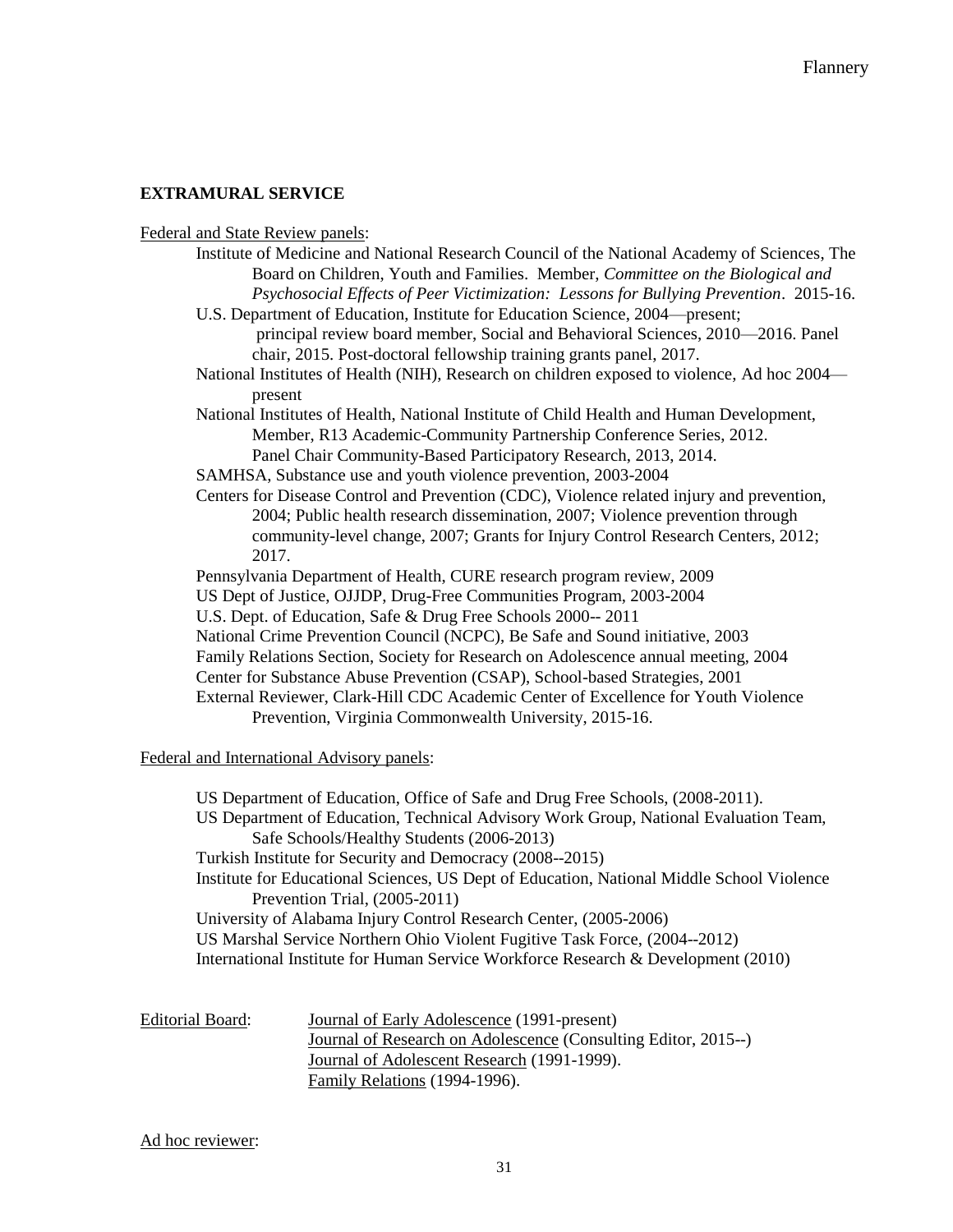## EXTRAMURAL SERVICE

Federal and State Review panels:

- Institute of Medicine and National Research Council of the National Academy of Sciences, The Board on Children, Youth and Families. Member, *Committee on the Biological and Psychosocial Effects of Peer Victimization: Lessons for Bullying Prevention*. 2015-16.
- U.S. Department of Education, Institute for Education Science, 2004—present; principal review board member, Social and Behavioral Sciences, 2010—2016. Panel chair, 2015. Post-doctoral fellowship training grants panel, 2017.
- National Institutes of Health (NIH), Research on children exposed to violence, Ad hoc 2004—present
- National Institutes of Health, National Institute of Child Health and Human Development, Member, R13 Academic-Community Partnership Conference Series, 2012. Panel Chair Community-Based Participatory Research, 2013, 2014.
- SAMHSA, Substance use and youth violence prevention, 2003-2004
- Centers for Disease Control and Prevention (CDC), Violence related injury and prevention, 2004; Public health research dissemination, 2007; Violence prevention through community-level change, 2007; Grants for Injury Control Research Centers, 2012; 2017.
- Pennsylvania Department of Health, CURE research program review, 2009
- US Dept of Justice, OJJDP, Drug-Free Communities Program, 2003-2004
- U.S. Dept. of Education, Safe & Drug Free Schools 2000-- 2011
- National Crime Prevention Council (NCPC), Be Safe and Sound initiative, 2003
- Family Relations Section, Society for Research on Adolescence annual meeting, 2004
- Center for Substance Abuse Prevention (CSAP), School-based Strategies, 2001
- External Reviewer, Clark-Hill CDC Academic Center of Excellence for Youth Violence Prevention, Virginia Commonwealth University, 2015-16.

Federal and International Advisory panels:

- US Department of Education, Office of Safe and Drug Free Schools, (2008-2011).
- US Department of Education, Technical Advisory Work Group, National Evaluation Team, Safe Schools/Healthy Students (2006-2013)
- Turkish Institute for Security and Democracy (2008--2015)
- Institute for Educational Sciences, US Dept of Education, National Middle School Violence Prevention Trial, (2005-2011)
- University of Alabama Injury Control Research Center, (2005-2006)
- US Marshal Service Northern Ohio Violent Fugitive Task Force, (2004--2012)
- International Institute for Human Service Workforce Research & Development (2010)

Editorial Board:

- Journal of Early Adolescence (1991-present)
- Journal of Research on Adolescence (Consulting Editor, 2015--)
- Journal of Adolescent Research (1991-1999).
- Family Relations (1994-1996).

Ad hoc reviewer: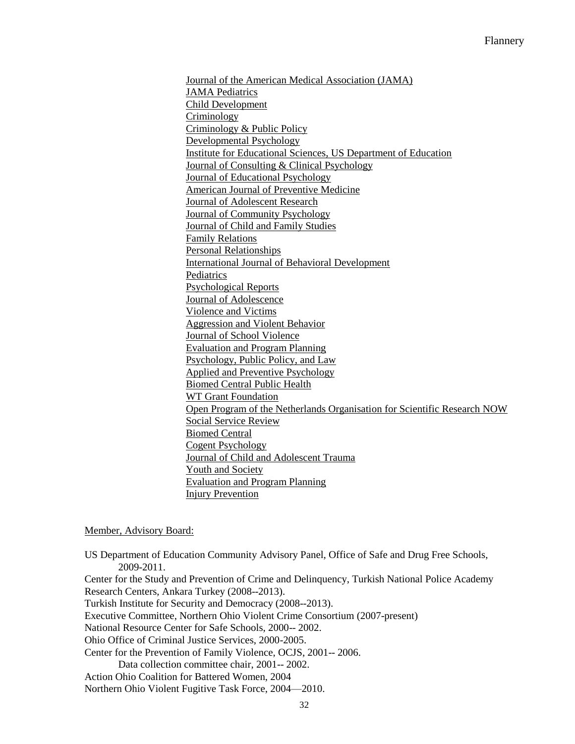Journal of the American Medical Association (JAMA)
JAMA Pediatrics
Child Development
Criminology
Criminology & Public Policy
Developmental Psychology
Institute for Educational Sciences, US Department of Education
Journal of Consulting & Clinical Psychology
Journal of Educational Psychology
American Journal of Preventive Medicine
Journal of Adolescent Research
Journal of Community Psychology
Journal of Child and Family Studies
Family Relations
Personal Relationships
International Journal of Behavioral Development
Pediatrics
Psychological Reports
Journal of Adolescence
Violence and Victims
Aggression and Violent Behavior
Journal of School Violence
Evaluation and Program Planning
Psychology, Public Policy, and Law
Applied and Preventive Psychology
Biomed Central Public Health
WT Grant Foundation
Open Program of the Netherlands Organisation for Scientific Research NOW
Social Service Review
Biomed Central
Cogent Psychology
Journal of Child and Adolescent Trauma
Youth and Society
Evaluation and Program Planning
Injury Prevention

Member, Advisory Board:

US Department of Education Community Advisory Panel, Office of Safe and Drug Free Schools, 2009-2011.
Center for the Study and Prevention of Crime and Delinquency, Turkish National Police Academy Research Centers, Ankara Turkey (2008--2013).
Turkish Institute for Security and Democracy (2008--2013).
Executive Committee, Northern Ohio Violent Crime Consortium (2007-present)
National Resource Center for Safe Schools, 2000-- 2002.
Ohio Office of Criminal Justice Services, 2000-2005.
Center for the Prevention of Family Violence, OCJS, 2001-- 2006.
Data collection committee chair, 2001-- 2002.
Action Ohio Coalition for Battered Women, 2004
Northern Ohio Violent Fugitive Task Force, 2004—2010.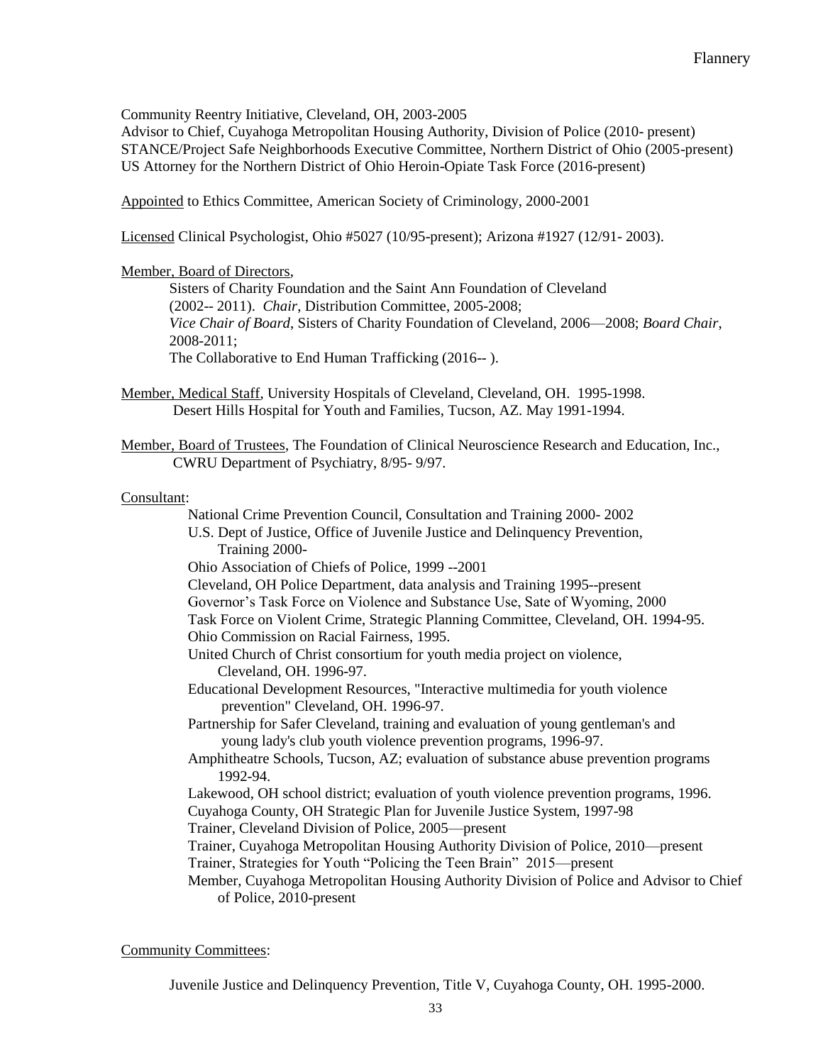Community Reentry Initiative, Cleveland, OH, 2003-2005
Advisor to Chief, Cuyahoga Metropolitan Housing Authority, Division of Police (2010- present)
STANCE/Project Safe Neighborhoods Executive Committee, Northern District of Ohio (2005-present)
US Attorney for the Northern District of Ohio Heroin-Opiate Task Force (2016-present)

Appointed to Ethics Committee, American Society of Criminology, 2000-2001

Licensed Clinical Psychologist, Ohio #5027 (10/95-present); Arizona #1927 (12/91- 2003).

Member, Board of Directors,

> Sisters of Charity Foundation and the Saint Ann Foundation of Cleveland (2002-- 2011). *Chair*, Distribution Committee, 2005-2008; *Vice Chair of Board*, Sisters of Charity Foundation of Cleveland, 2006—2008; *Board Chair*, 2008-2011;
> The Collaborative to End Human Trafficking (2016-- ).

Member, Medical Staff, University Hospitals of Cleveland, Cleveland, OH. 1995-1998.
Desert Hills Hospital for Youth and Families, Tucson, AZ. May 1991-1994.

Member, Board of Trustees, The Foundation of Clinical Neuroscience Research and Education, Inc., CWRU Department of Psychiatry, 8/95- 9/97.

Consultant:

- National Crime Prevention Council, Consultation and Training 2000- 2002
- U.S. Dept of Justice, Office of Juvenile Justice and Delinquency Prevention, Training 2000-
- Ohio Association of Chiefs of Police, 1999 --2001
- Cleveland, OH Police Department, data analysis and Training 1995--present
- Governor's Task Force on Violence and Substance Use, Sate of Wyoming, 2000
- Task Force on Violent Crime, Strategic Planning Committee, Cleveland, OH. 1994-95.
- Ohio Commission on Racial Fairness, 1995.
- United Church of Christ consortium for youth media project on violence, Cleveland, OH. 1996-97.
- Educational Development Resources, "Interactive multimedia for youth violence prevention" Cleveland, OH. 1996-97.
- Partnership for Safer Cleveland, training and evaluation of young gentleman's and young lady's club youth violence prevention programs, 1996-97.
- Amphitheatre Schools, Tucson, AZ; evaluation of substance abuse prevention programs 1992-94.
- Lakewood, OH school district; evaluation of youth violence prevention programs, 1996.
- Cuyahoga County, OH Strategic Plan for Juvenile Justice System, 1997-98
- Trainer, Cleveland Division of Police, 2005—present
- Trainer, Cuyahoga Metropolitan Housing Authority Division of Police, 2010—present
- Trainer, Strategies for Youth "Policing the Teen Brain" 2015—present
- Member, Cuyahoga Metropolitan Housing Authority Division of Police and Advisor to Chief of Police, 2010-present

Community Committees:

Juvenile Justice and Delinquency Prevention, Title V, Cuyahoga County, OH. 1995-2000.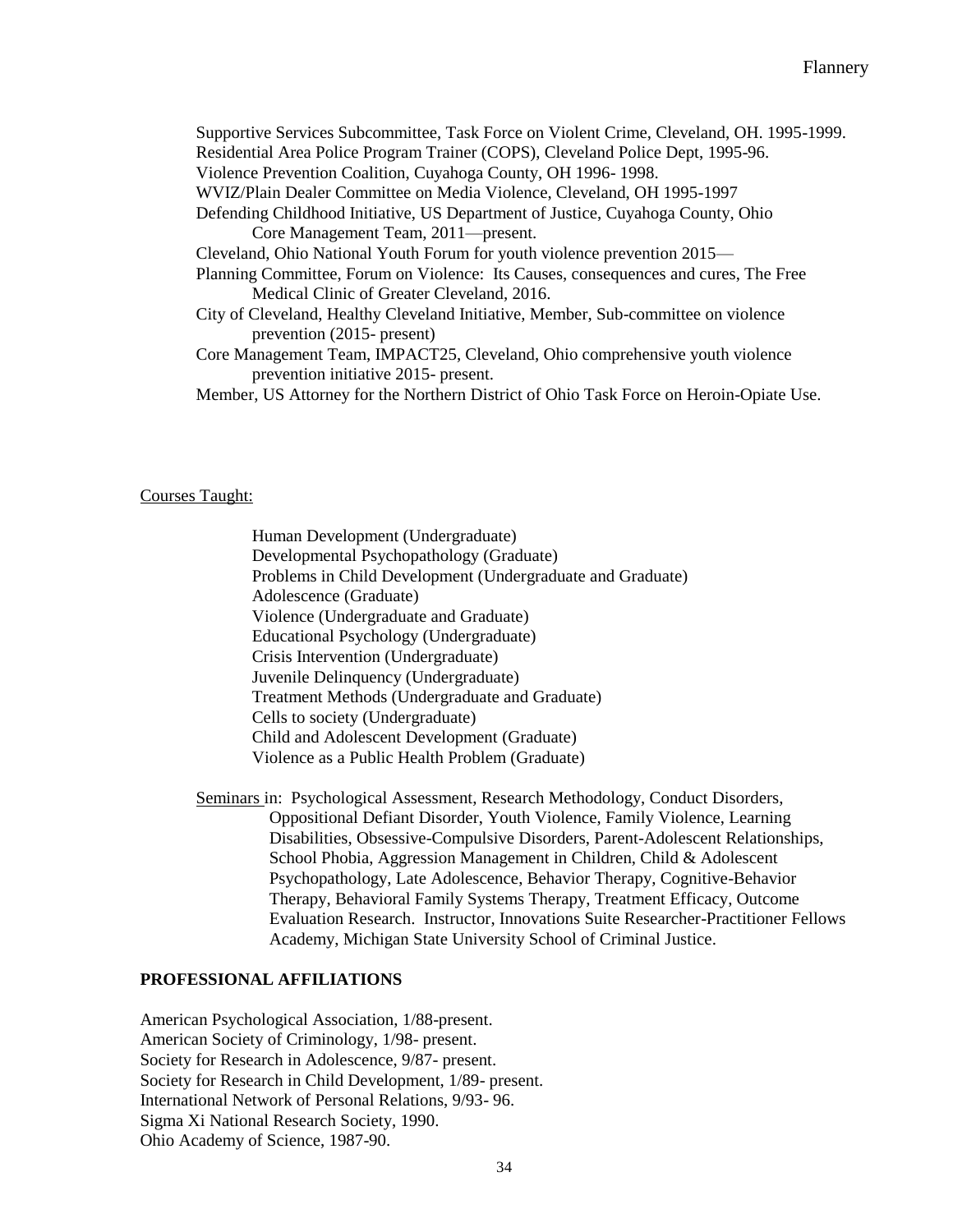Supportive Services Subcommittee, Task Force on Violent Crime, Cleveland, OH. 1995-1999.
Residential Area Police Program Trainer (COPS), Cleveland Police Dept, 1995-96.
Violence Prevention Coalition, Cuyahoga County, OH 1996- 1998.
WVIZ/Plain Dealer Committee on Media Violence, Cleveland, OH 1995-1997
Defending Childhood Initiative, US Department of Justice, Cuyahoga County, Ohio
Core Management Team, 2011—present.
Cleveland, Ohio National Youth Forum for youth violence prevention 2015—
Planning Committee, Forum on Violence: Its Causes, consequences and cures, The Free Medical Clinic of Greater Cleveland, 2016.
City of Cleveland, Healthy Cleveland Initiative, Member, Sub-committee on violence prevention (2015- present)
Core Management Team, IMPACT25, Cleveland, Ohio comprehensive youth violence prevention initiative 2015- present.
Member, US Attorney for the Northern District of Ohio Task Force on Heroin-Opiate Use.

Courses Taught:

Human Development (Undergraduate)
Developmental Psychopathology (Graduate)
Problems in Child Development (Undergraduate and Graduate)
Adolescence (Graduate)
Violence (Undergraduate and Graduate)
Educational Psychology (Undergraduate)
Crisis Intervention (Undergraduate)
Juvenile Delinquency (Undergraduate)
Treatment Methods (Undergraduate and Graduate)
Cells to society (Undergraduate)
Child and Adolescent Development (Graduate)
Violence as a Public Health Problem (Graduate)

Seminars in: Psychological Assessment, Research Methodology, Conduct Disorders, Oppositional Defiant Disorder, Youth Violence, Family Violence, Learning Disabilities, Obsessive-Compulsive Disorders, Parent-Adolescent Relationships, School Phobia, Aggression Management in Children, Child & Adolescent Psychopathology, Late Adolescence, Behavior Therapy, Cognitive-Behavior Therapy, Behavioral Family Systems Therapy, Treatment Efficacy, Outcome Evaluation Research. Instructor, Innovations Suite Researcher-Practitioner Fellows Academy, Michigan State University School of Criminal Justice.

**PROFESSIONAL AFFILIATIONS**

American Psychological Association, 1/88-present.
American Society of Criminology, 1/98- present.
Society for Research in Adolescence, 9/87- present.
Society for Research in Child Development, 1/89- present.
International Network of Personal Relations, 9/93- 96.
Sigma Xi National Research Society, 1990.
Ohio Academy of Science, 1987-90.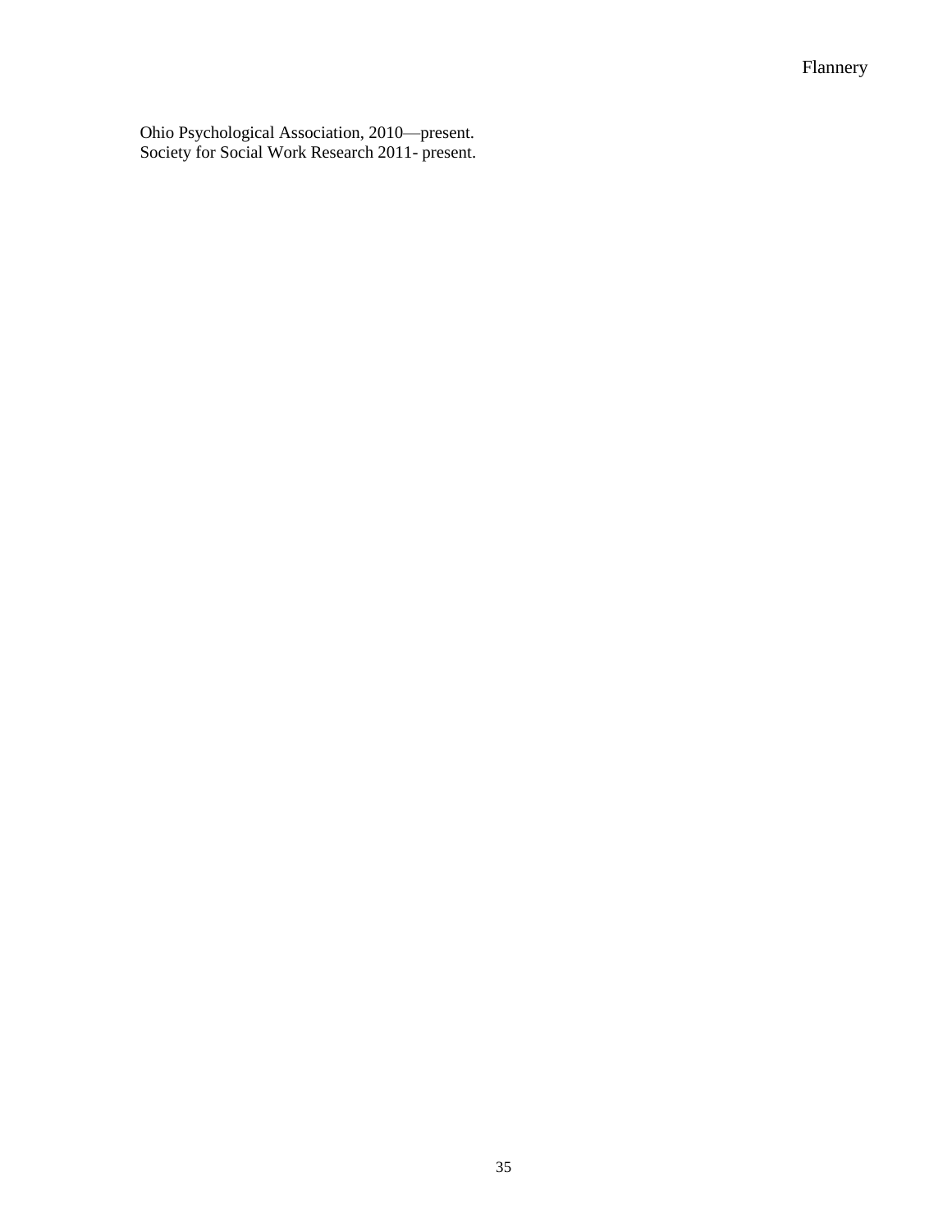Ohio Psychological Association, 2010—present.
Society for Social Work Research 2011- present.